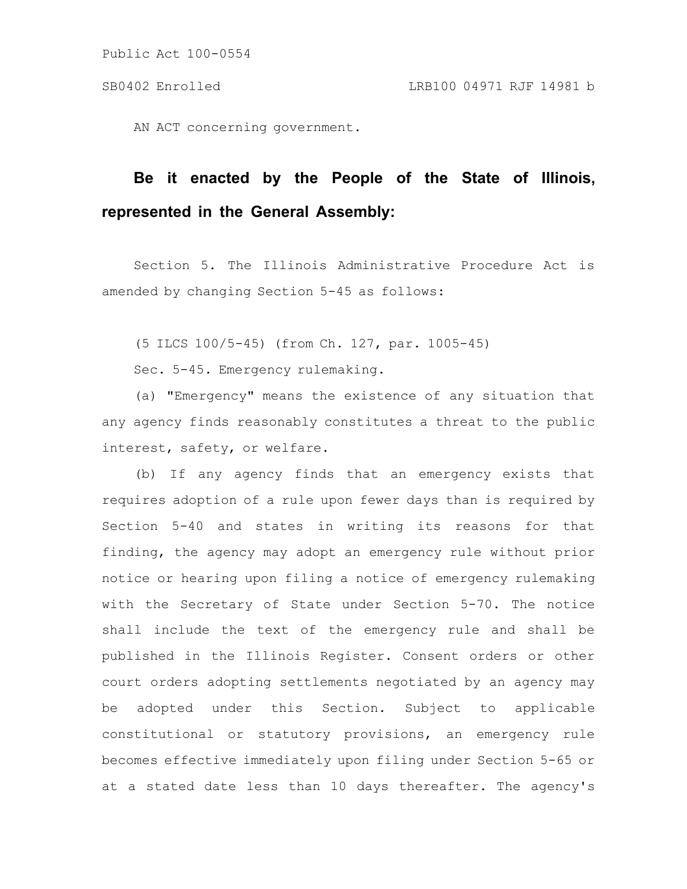AN ACT concerning government.

**Be it enacted by the People of the State of Illinois, represented in the General Assembly:**

Section 5. The Illinois Administrative Procedure Act is amended by changing Section 5-45 as follows:

(5 ILCS 100/5-45) (from Ch. 127, par. 1005-45)

Sec. 5-45. Emergency rulemaking.

(a) "Emergency" means the existence of any situation that any agency finds reasonably constitutes a threat to the public interest, safety, or welfare.

(b) If any agency finds that an emergency exists that requires adoption of a rule upon fewer days than is required by Section 5-40 and states in writing its reasons for that finding, the agency may adopt an emergency rule without prior notice or hearing upon filing a notice of emergency rulemaking with the Secretary of State under Section 5-70. The notice shall include the text of the emergency rule and shall be published in the Illinois Register. Consent orders or other court orders adopting settlements negotiated by an agency may be adopted under this Section. Subject to applicable constitutional or statutory provisions, an emergency rule becomes effective immediately upon filing under Section 5-65 or at a stated date less than 10 days thereafter. The agency's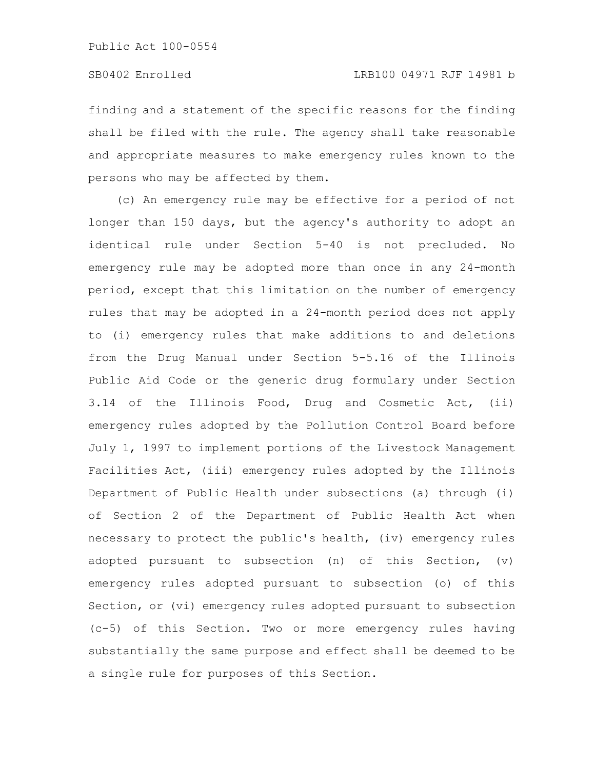finding and a statement of the specific reasons for the finding shall be filed with the rule. The agency shall take reasonable and appropriate measures to make emergency rules known to the persons who may be affected by them.

(c) An emergency rule may be effective for a period of not longer than 150 days, but the agency's authority to adopt an identical rule under Section 5-40 is not precluded. No emergency rule may be adopted more than once in any 24-month period, except that this limitation on the number of emergency rules that may be adopted in a 24-month period does not apply to (i) emergency rules that make additions to and deletions from the Drug Manual under Section 5-5.16 of the Illinois Public Aid Code or the generic drug formulary under Section 3.14 of the Illinois Food, Drug and Cosmetic Act, (ii) emergency rules adopted by the Pollution Control Board before July 1, 1997 to implement portions of the Livestock Management Facilities Act, (iii) emergency rules adopted by the Illinois Department of Public Health under subsections (a) through (i) of Section 2 of the Department of Public Health Act when necessary to protect the public's health, (iv) emergency rules adopted pursuant to subsection (n) of this Section, (v) emergency rules adopted pursuant to subsection (o) of this Section, or (vi) emergency rules adopted pursuant to subsection (c-5) of this Section. Two or more emergency rules having substantially the same purpose and effect shall be deemed to be a single rule for purposes of this Section.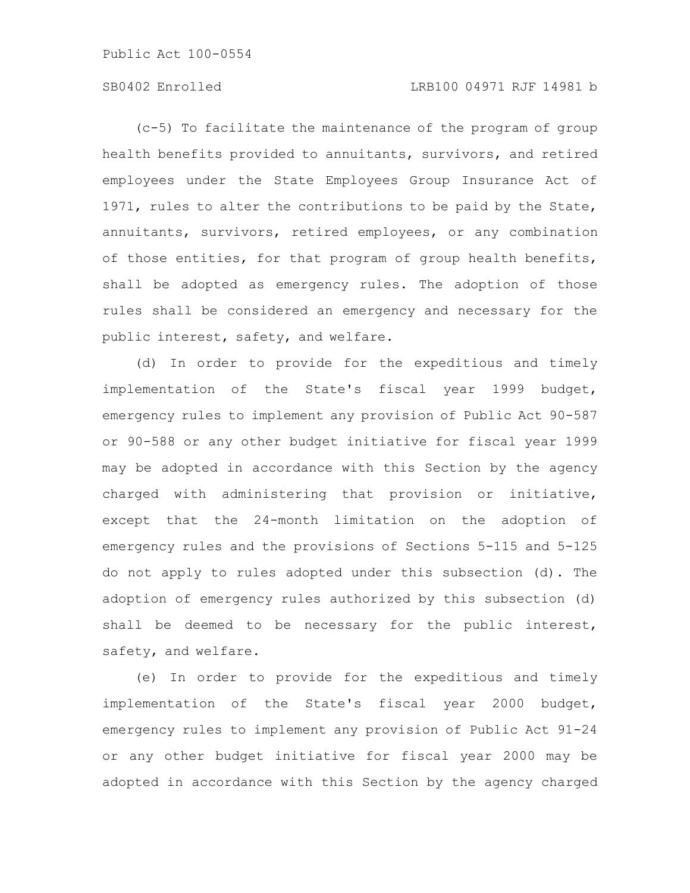(c-5) To facilitate the maintenance of the program of group health benefits provided to annuitants, survivors, and retired employees under the State Employees Group Insurance Act of 1971, rules to alter the contributions to be paid by the State, annuitants, survivors, retired employees, or any combination of those entities, for that program of group health benefits, shall be adopted as emergency rules. The adoption of those rules shall be considered an emergency and necessary for the public interest, safety, and welfare.

(d) In order to provide for the expeditious and timely implementation of the State's fiscal year 1999 budget, emergency rules to implement any provision of Public Act 90-587 or 90-588 or any other budget initiative for fiscal year 1999 may be adopted in accordance with this Section by the agency charged with administering that provision or initiative, except that the 24-month limitation on the adoption of emergency rules and the provisions of Sections 5-115 and 5-125 do not apply to rules adopted under this subsection (d). The adoption of emergency rules authorized by this subsection (d) shall be deemed to be necessary for the public interest, safety, and welfare.

(e) In order to provide for the expeditious and timely implementation of the State's fiscal year 2000 budget, emergency rules to implement any provision of Public Act 91-24 or any other budget initiative for fiscal year 2000 may be adopted in accordance with this Section by the agency charged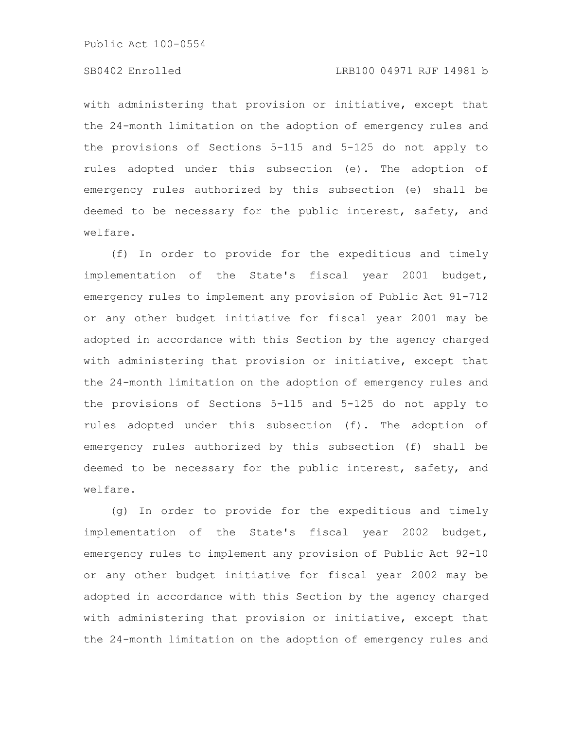with administering that provision or initiative, except that the 24-month limitation on the adoption of emergency rules and the provisions of Sections 5-115 and 5-125 do not apply to rules adopted under this subsection (e). The adoption of emergency rules authorized by this subsection (e) shall be deemed to be necessary for the public interest, safety, and welfare.

(f) In order to provide for the expeditious and timely implementation of the State's fiscal year 2001 budget, emergency rules to implement any provision of Public Act 91-712 or any other budget initiative for fiscal year 2001 may be adopted in accordance with this Section by the agency charged with administering that provision or initiative, except that the 24-month limitation on the adoption of emergency rules and the provisions of Sections 5-115 and 5-125 do not apply to rules adopted under this subsection (f). The adoption of emergency rules authorized by this subsection (f) shall be deemed to be necessary for the public interest, safety, and welfare.

(g) In order to provide for the expeditious and timely implementation of the State's fiscal year 2002 budget, emergency rules to implement any provision of Public Act 92-10 or any other budget initiative for fiscal year 2002 may be adopted in accordance with this Section by the agency charged with administering that provision or initiative, except that the 24-month limitation on the adoption of emergency rules and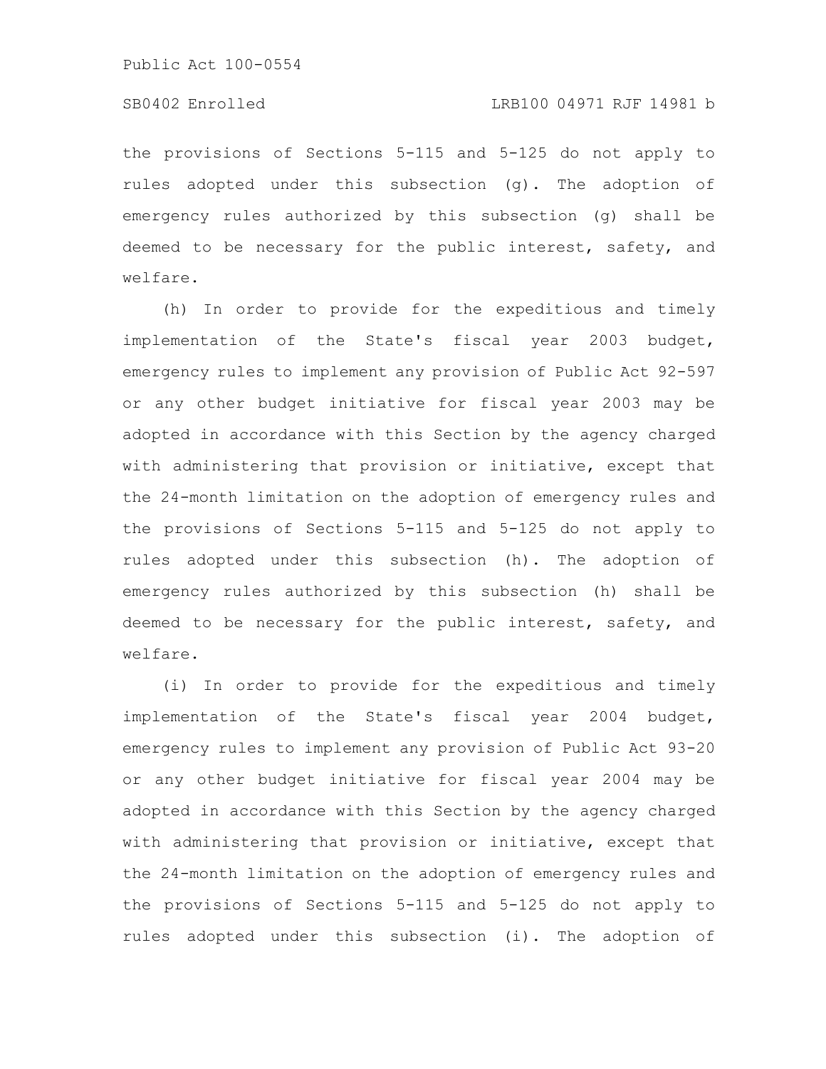the provisions of Sections 5-115 and 5-125 do not apply to rules adopted under this subsection (g). The adoption of emergency rules authorized by this subsection (g) shall be deemed to be necessary for the public interest, safety, and welfare.

(h) In order to provide for the expeditious and timely implementation of the State's fiscal year 2003 budget, emergency rules to implement any provision of Public Act 92-597 or any other budget initiative for fiscal year 2003 may be adopted in accordance with this Section by the agency charged with administering that provision or initiative, except that the 24-month limitation on the adoption of emergency rules and the provisions of Sections 5-115 and 5-125 do not apply to rules adopted under this subsection (h). The adoption of emergency rules authorized by this subsection (h) shall be deemed to be necessary for the public interest, safety, and welfare.

(i) In order to provide for the expeditious and timely implementation of the State's fiscal year 2004 budget, emergency rules to implement any provision of Public Act 93-20 or any other budget initiative for fiscal year 2004 may be adopted in accordance with this Section by the agency charged with administering that provision or initiative, except that the 24-month limitation on the adoption of emergency rules and the provisions of Sections 5-115 and 5-125 do not apply to rules adopted under this subsection (i). The adoption of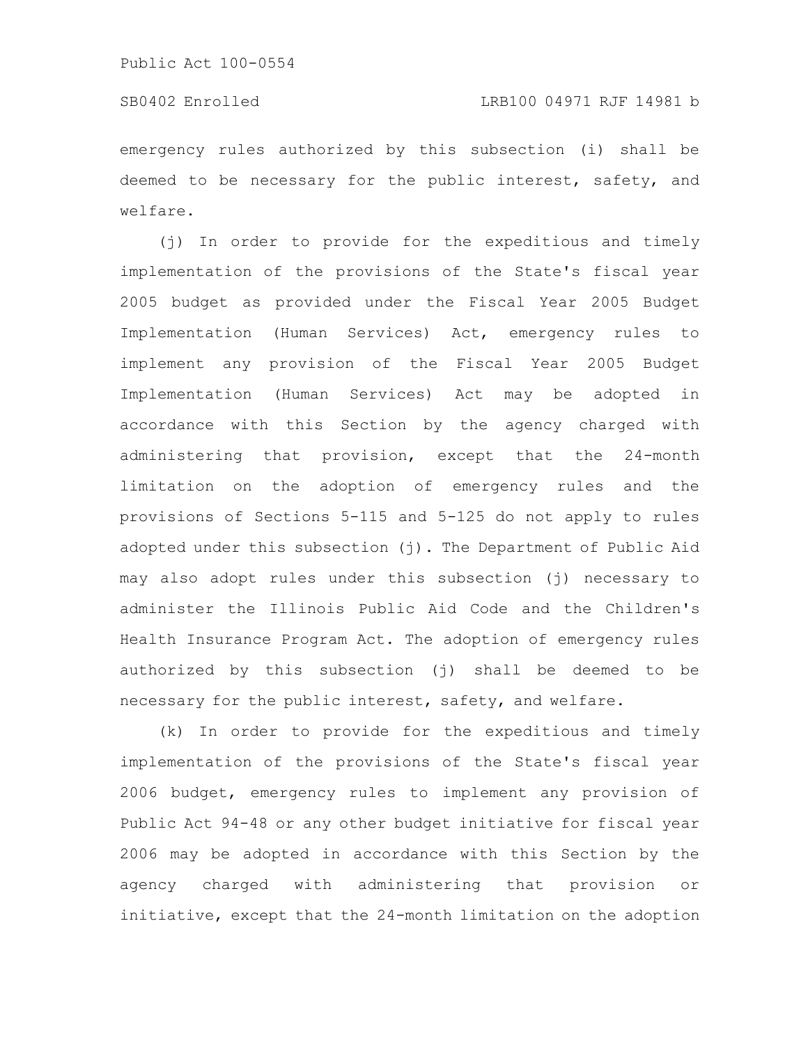emergency rules authorized by this subsection (i) shall be deemed to be necessary for the public interest, safety, and welfare.

(j) In order to provide for the expeditious and timely implementation of the provisions of the State's fiscal year 2005 budget as provided under the Fiscal Year 2005 Budget Implementation (Human Services) Act, emergency rules to implement any provision of the Fiscal Year 2005 Budget Implementation (Human Services) Act may be adopted in accordance with this Section by the agency charged with administering that provision, except that the 24-month limitation on the adoption of emergency rules and the provisions of Sections 5-115 and 5-125 do not apply to rules adopted under this subsection (j). The Department of Public Aid may also adopt rules under this subsection (j) necessary to administer the Illinois Public Aid Code and the Children's Health Insurance Program Act. The adoption of emergency rules authorized by this subsection (j) shall be deemed to be necessary for the public interest, safety, and welfare.

(k) In order to provide for the expeditious and timely implementation of the provisions of the State's fiscal year 2006 budget, emergency rules to implement any provision of Public Act 94-48 or any other budget initiative for fiscal year 2006 may be adopted in accordance with this Section by the agency charged with administering that provision or initiative, except that the 24-month limitation on the adoption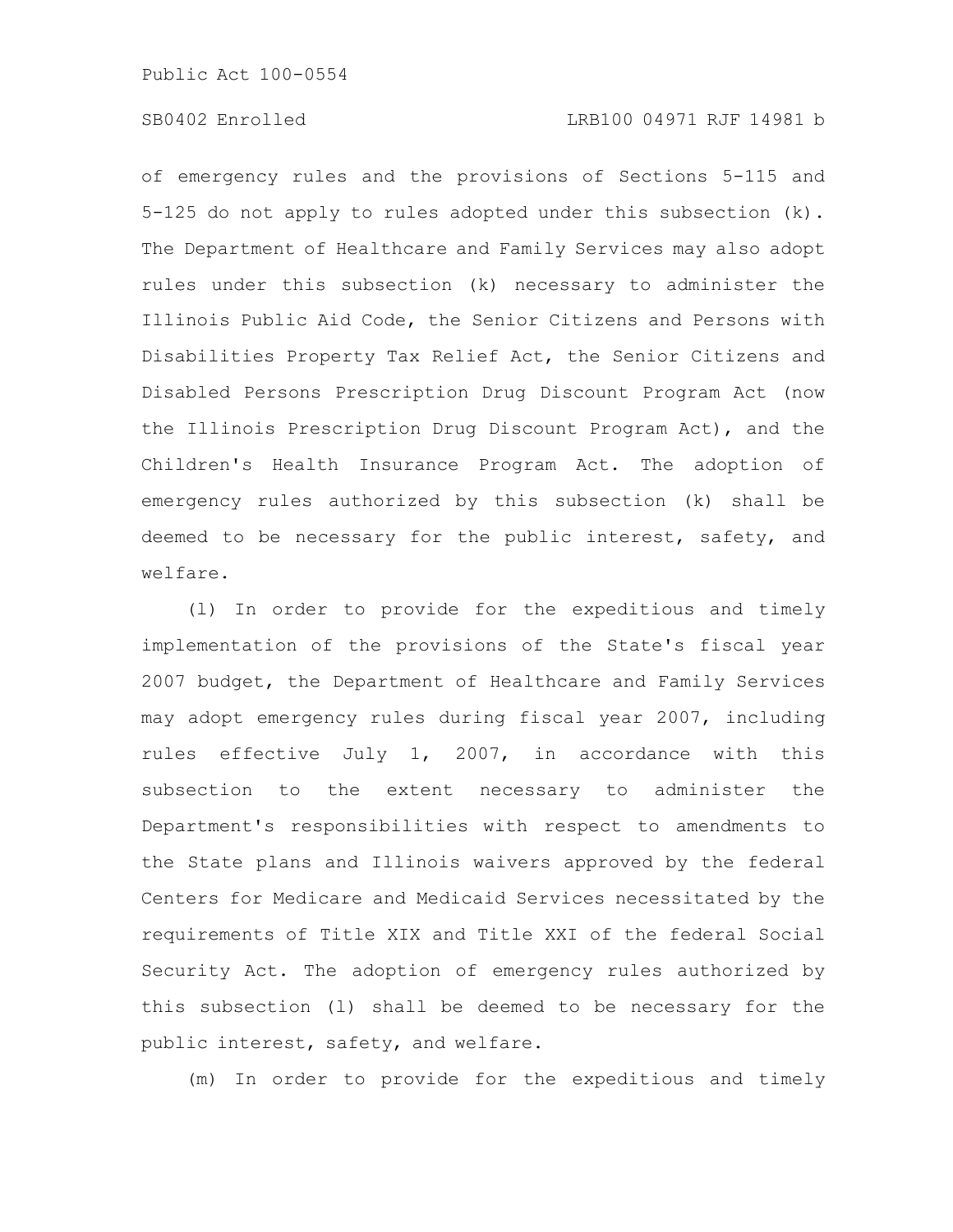of emergency rules and the provisions of Sections 5-115 and 5-125 do not apply to rules adopted under this subsection (k). The Department of Healthcare and Family Services may also adopt rules under this subsection (k) necessary to administer the Illinois Public Aid Code, the Senior Citizens and Persons with Disabilities Property Tax Relief Act, the Senior Citizens and Disabled Persons Prescription Drug Discount Program Act (now the Illinois Prescription Drug Discount Program Act), and the Children's Health Insurance Program Act. The adoption of emergency rules authorized by this subsection (k) shall be deemed to be necessary for the public interest, safety, and welfare.

(l) In order to provide for the expeditious and timely implementation of the provisions of the State's fiscal year 2007 budget, the Department of Healthcare and Family Services may adopt emergency rules during fiscal year 2007, including rules effective July 1, 2007, in accordance with this subsection to the extent necessary to administer the Department's responsibilities with respect to amendments to the State plans and Illinois waivers approved by the federal Centers for Medicare and Medicaid Services necessitated by the requirements of Title XIX and Title XXI of the federal Social Security Act. The adoption of emergency rules authorized by this subsection (l) shall be deemed to be necessary for the public interest, safety, and welfare.

(m) In order to provide for the expeditious and timely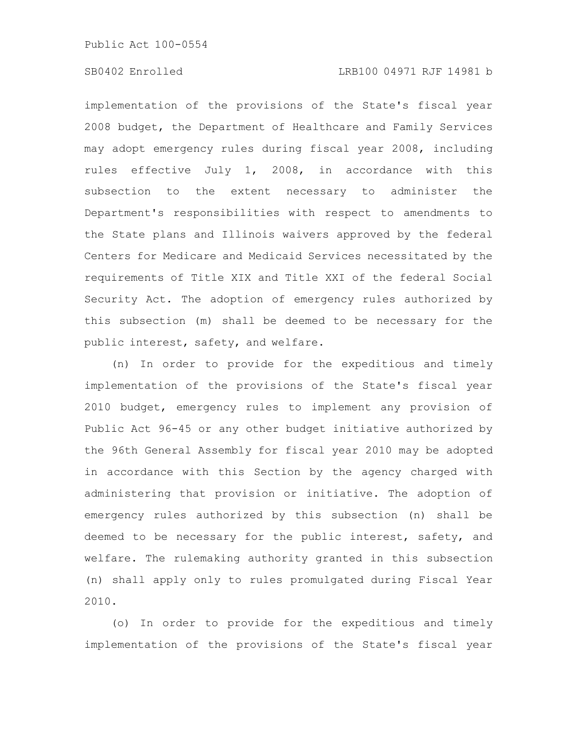implementation of the provisions of the State's fiscal year 2008 budget, the Department of Healthcare and Family Services may adopt emergency rules during fiscal year 2008, including rules effective July 1, 2008, in accordance with this subsection to the extent necessary to administer the Department's responsibilities with respect to amendments to the State plans and Illinois waivers approved by the federal Centers for Medicare and Medicaid Services necessitated by the requirements of Title XIX and Title XXI of the federal Social Security Act. The adoption of emergency rules authorized by this subsection (m) shall be deemed to be necessary for the public interest, safety, and welfare.

(n) In order to provide for the expeditious and timely implementation of the provisions of the State's fiscal year 2010 budget, emergency rules to implement any provision of Public Act 96-45 or any other budget initiative authorized by the 96th General Assembly for fiscal year 2010 may be adopted in accordance with this Section by the agency charged with administering that provision or initiative. The adoption of emergency rules authorized by this subsection (n) shall be deemed to be necessary for the public interest, safety, and welfare. The rulemaking authority granted in this subsection (n) shall apply only to rules promulgated during Fiscal Year 2010.

(o) In order to provide for the expeditious and timely implementation of the provisions of the State's fiscal year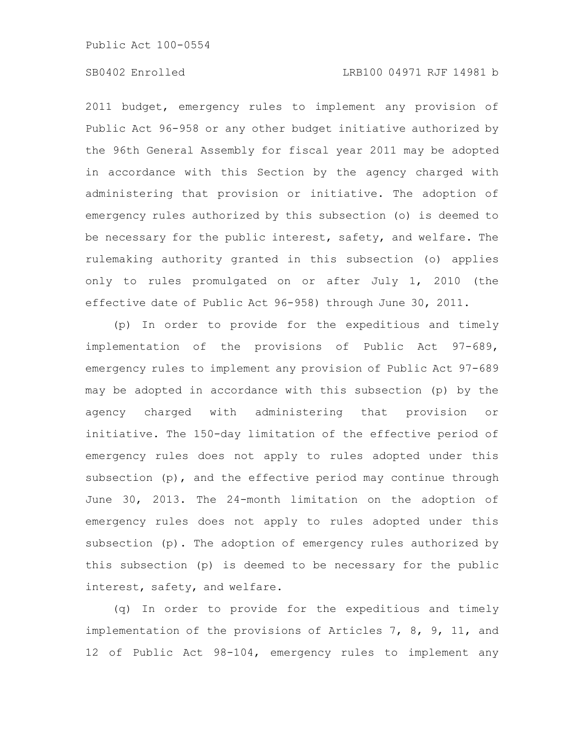2011 budget, emergency rules to implement any provision of Public Act 96-958 or any other budget initiative authorized by the 96th General Assembly for fiscal year 2011 may be adopted in accordance with this Section by the agency charged with administering that provision or initiative. The adoption of emergency rules authorized by this subsection (o) is deemed to be necessary for the public interest, safety, and welfare. The rulemaking authority granted in this subsection (o) applies only to rules promulgated on or after July 1, 2010 (the effective date of Public Act 96-958) through June 30, 2011.

(p) In order to provide for the expeditious and timely implementation of the provisions of Public Act 97-689, emergency rules to implement any provision of Public Act 97-689 may be adopted in accordance with this subsection (p) by the agency charged with administering that provision or initiative. The 150-day limitation of the effective period of emergency rules does not apply to rules adopted under this subsection (p), and the effective period may continue through June 30, 2013. The 24-month limitation on the adoption of emergency rules does not apply to rules adopted under this subsection (p). The adoption of emergency rules authorized by this subsection (p) is deemed to be necessary for the public interest, safety, and welfare.

(q) In order to provide for the expeditious and timely implementation of the provisions of Articles 7, 8, 9, 11, and 12 of Public Act 98-104, emergency rules to implement any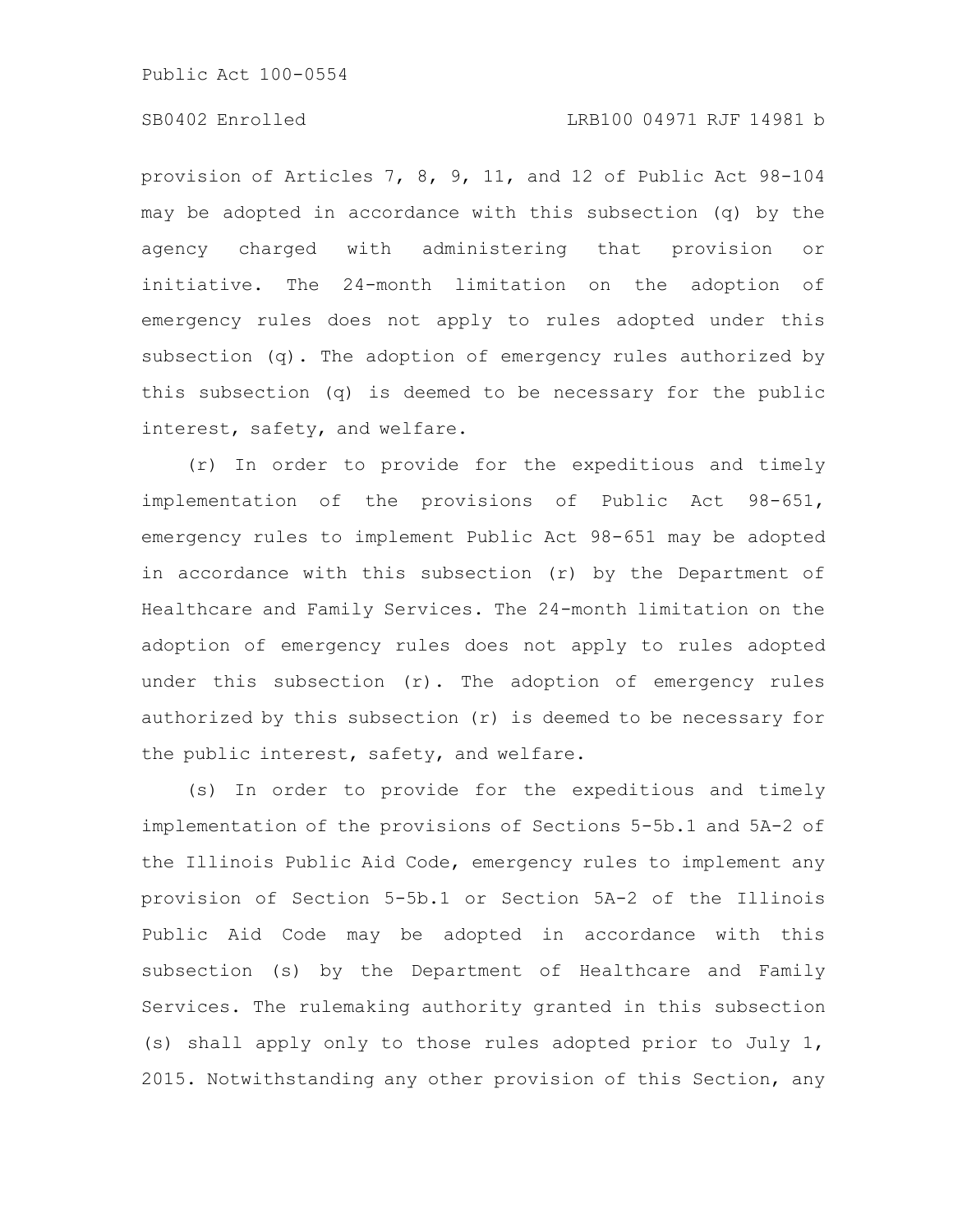provision of Articles 7, 8, 9, 11, and 12 of Public Act 98-104 may be adopted in accordance with this subsection (q) by the agency charged with administering that provision or initiative. The 24-month limitation on the adoption of emergency rules does not apply to rules adopted under this subsection (q). The adoption of emergency rules authorized by this subsection (q) is deemed to be necessary for the public interest, safety, and welfare.

(r) In order to provide for the expeditious and timely implementation of the provisions of Public Act 98-651, emergency rules to implement Public Act 98-651 may be adopted in accordance with this subsection (r) by the Department of Healthcare and Family Services. The 24-month limitation on the adoption of emergency rules does not apply to rules adopted under this subsection (r). The adoption of emergency rules authorized by this subsection (r) is deemed to be necessary for the public interest, safety, and welfare.

(s) In order to provide for the expeditious and timely implementation of the provisions of Sections 5-5b.1 and 5A-2 of the Illinois Public Aid Code, emergency rules to implement any provision of Section 5-5b.1 or Section 5A-2 of the Illinois Public Aid Code may be adopted in accordance with this subsection (s) by the Department of Healthcare and Family Services. The rulemaking authority granted in this subsection (s) shall apply only to those rules adopted prior to July 1, 2015. Notwithstanding any other provision of this Section, any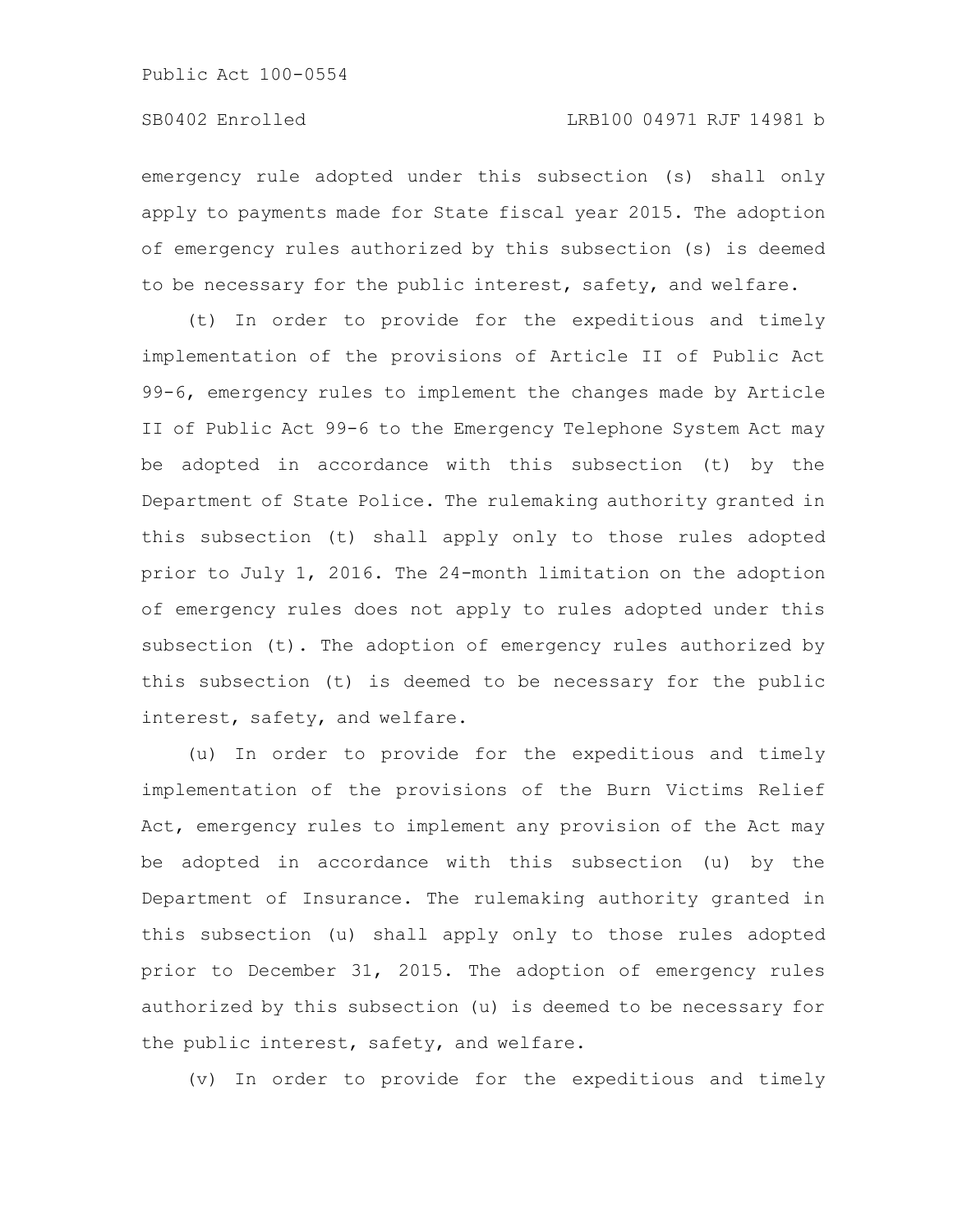emergency rule adopted under this subsection (s) shall only apply to payments made for State fiscal year 2015. The adoption of emergency rules authorized by this subsection (s) is deemed to be necessary for the public interest, safety, and welfare.

(t) In order to provide for the expeditious and timely implementation of the provisions of Article II of Public Act 99-6, emergency rules to implement the changes made by Article II of Public Act 99-6 to the Emergency Telephone System Act may be adopted in accordance with this subsection (t) by the Department of State Police. The rulemaking authority granted in this subsection (t) shall apply only to those rules adopted prior to July 1, 2016. The 24-month limitation on the adoption of emergency rules does not apply to rules adopted under this subsection (t). The adoption of emergency rules authorized by this subsection (t) is deemed to be necessary for the public interest, safety, and welfare.

(u) In order to provide for the expeditious and timely implementation of the provisions of the Burn Victims Relief Act, emergency rules to implement any provision of the Act may be adopted in accordance with this subsection (u) by the Department of Insurance. The rulemaking authority granted in this subsection (u) shall apply only to those rules adopted prior to December 31, 2015. The adoption of emergency rules authorized by this subsection (u) is deemed to be necessary for the public interest, safety, and welfare.

(v) In order to provide for the expeditious and timely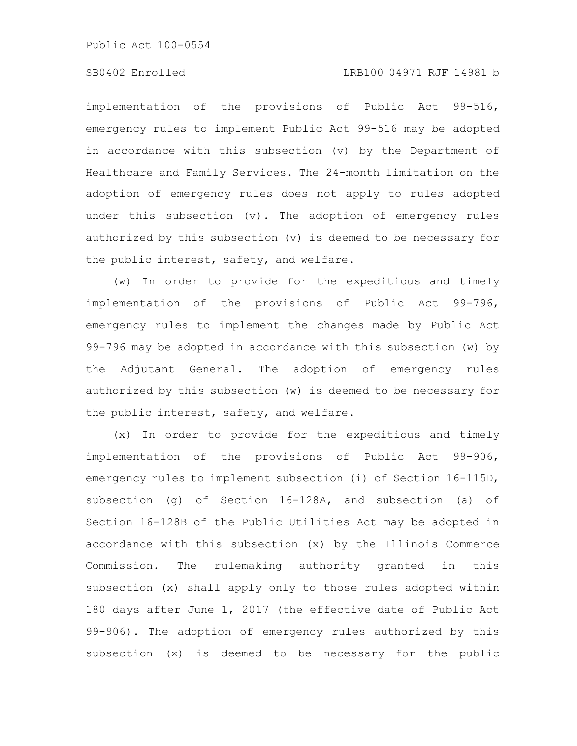implementation of the provisions of Public Act 99-516, emergency rules to implement Public Act 99-516 may be adopted in accordance with this subsection (v) by the Department of Healthcare and Family Services. The 24-month limitation on the adoption of emergency rules does not apply to rules adopted under this subsection (v). The adoption of emergency rules authorized by this subsection (v) is deemed to be necessary for the public interest, safety, and welfare.

(w) In order to provide for the expeditious and timely implementation of the provisions of Public Act 99-796, emergency rules to implement the changes made by Public Act 99-796 may be adopted in accordance with this subsection (w) by the Adjutant General. The adoption of emergency rules authorized by this subsection (w) is deemed to be necessary for the public interest, safety, and welfare.

(x) In order to provide for the expeditious and timely implementation of the provisions of Public Act 99-906, emergency rules to implement subsection (i) of Section 16-115D, subsection (g) of Section 16-128A, and subsection (a) of Section 16-128B of the Public Utilities Act may be adopted in accordance with this subsection (x) by the Illinois Commerce Commission. The rulemaking authority granted in this subsection (x) shall apply only to those rules adopted within 180 days after June 1, 2017 (the effective date of Public Act 99-906). The adoption of emergency rules authorized by this subsection (x) is deemed to be necessary for the public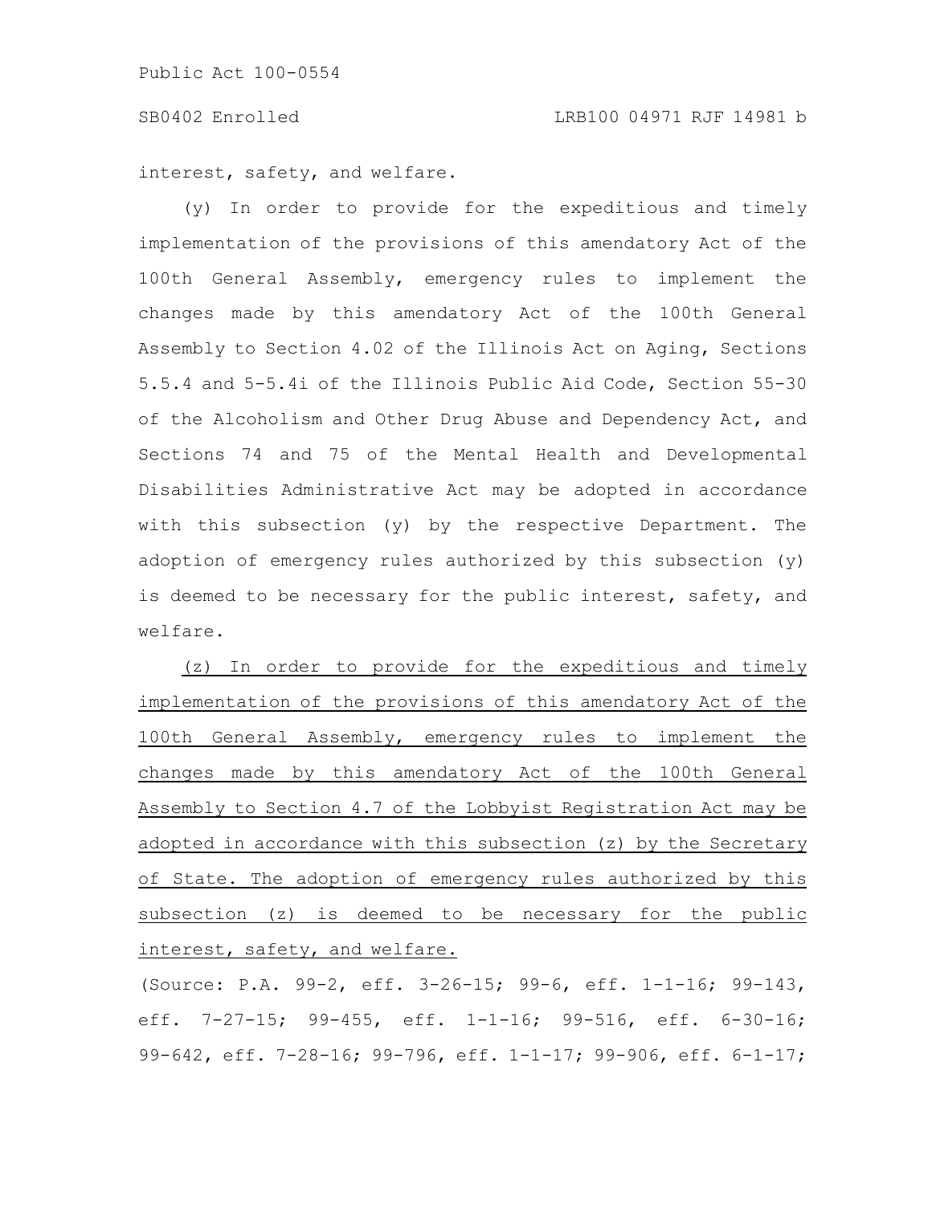interest, safety, and welfare.

(y) In order to provide for the expeditious and timely implementation of the provisions of this amendatory Act of the 100th General Assembly, emergency rules to implement the changes made by this amendatory Act of the 100th General Assembly to Section 4.02 of the Illinois Act on Aging, Sections 5.5.4 and 5-5.4i of the Illinois Public Aid Code, Section 55-30 of the Alcoholism and Other Drug Abuse and Dependency Act, and Sections 74 and 75 of the Mental Health and Developmental Disabilities Administrative Act may be adopted in accordance with this subsection (y) by the respective Department. The adoption of emergency rules authorized by this subsection (y) is deemed to be necessary for the public interest, safety, and welfare.

(z) In order to provide for the expeditious and timely implementation of the provisions of this amendatory Act of the 100th General Assembly, emergency rules to implement the changes made by this amendatory Act of the 100th General Assembly to Section 4.7 of the Lobbyist Registration Act may be adopted in accordance with this subsection (z) by the Secretary of State. The adoption of emergency rules authorized by this subsection (z) is deemed to be necessary for the public interest, safety, and welfare.

(Source: P.A. 99-2, eff. 3-26-15; 99-6, eff. 1-1-16; 99-143, eff. 7-27-15; 99-455, eff. 1-1-16; 99-516, eff. 6-30-16; 99-642, eff. 7-28-16; 99-796, eff. 1-1-17; 99-906, eff. 6-1-17;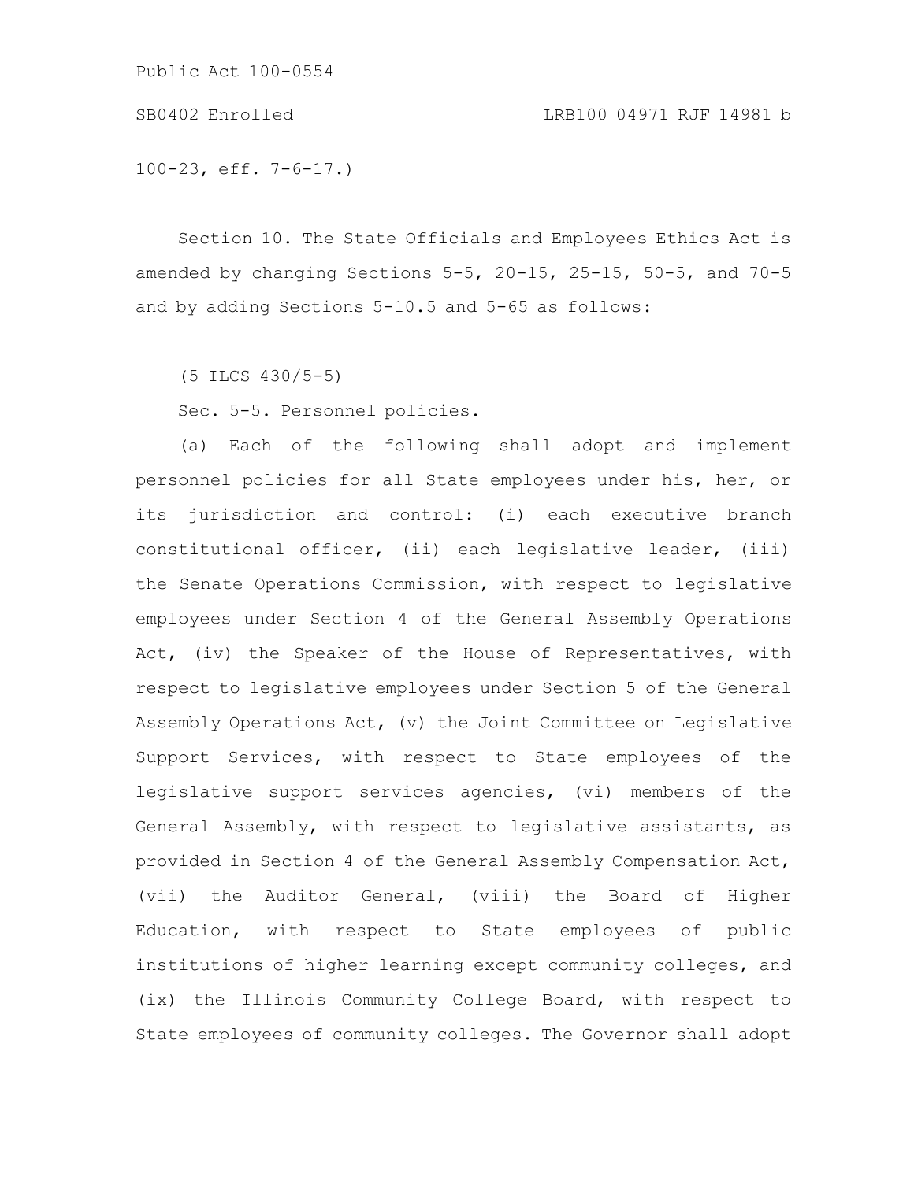100-23, eff. 7-6-17.)

Section 10. The State Officials and Employees Ethics Act is amended by changing Sections 5-5, 20-15, 25-15, 50-5, and 70-5 and by adding Sections 5-10.5 and 5-65 as follows:

(5 ILCS 430/5-5)

Sec. 5-5. Personnel policies.

(a) Each of the following shall adopt and implement personnel policies for all State employees under his, her, or its jurisdiction and control: (i) each executive branch constitutional officer, (ii) each legislative leader, (iii) the Senate Operations Commission, with respect to legislative employees under Section 4 of the General Assembly Operations Act, (iv) the Speaker of the House of Representatives, with respect to legislative employees under Section 5 of the General Assembly Operations Act, (v) the Joint Committee on Legislative Support Services, with respect to State employees of the legislative support services agencies, (vi) members of the General Assembly, with respect to legislative assistants, as provided in Section 4 of the General Assembly Compensation Act, (vii) the Auditor General, (viii) the Board of Higher Education, with respect to State employees of public institutions of higher learning except community colleges, and (ix) the Illinois Community College Board, with respect to State employees of community colleges. The Governor shall adopt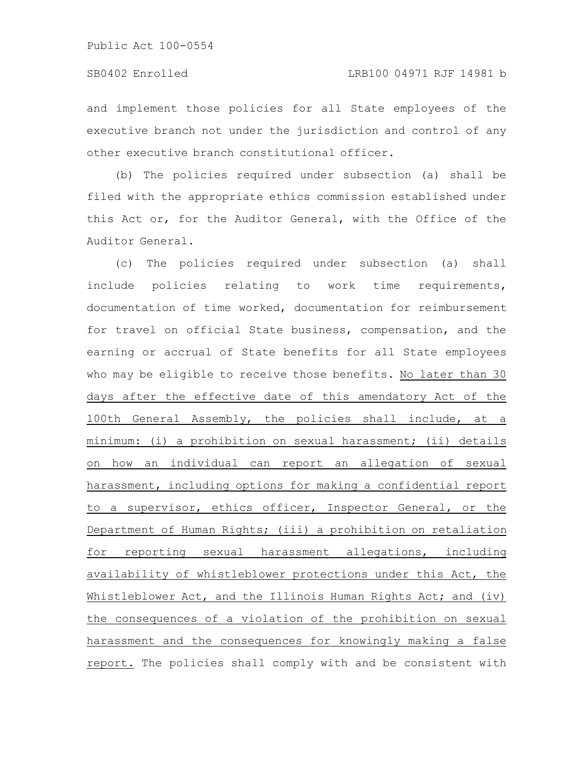and implement those policies for all State employees of the executive branch not under the jurisdiction and control of any other executive branch constitutional officer.

(b) The policies required under subsection (a) shall be filed with the appropriate ethics commission established under this Act or, for the Auditor General, with the Office of the Auditor General.

(c) The policies required under subsection (a) shall include policies relating to work time requirements, documentation of time worked, documentation for reimbursement for travel on official State business, compensation, and the earning or accrual of State benefits for all State employees who may be eligible to receive those benefits. <u>No later than 30 days after the effective date of this amendatory Act of the 100th General Assembly, the policies shall include, at a minimum: (i) a prohibition on sexual harassment; (ii) details on how an individual can report an allegation of sexual harassment, including options for making a confidential report to a supervisor, ethics officer, Inspector General, or the Department of Human Rights; (iii) a prohibition on retaliation for reporting sexual harassment allegations, including availability of whistleblower protections under this Act, the Whistleblower Act, and the Illinois Human Rights Act; and (iv) the consequences of a violation of the prohibition on sexual harassment and the consequences for knowingly making a false report.</u> The policies shall comply with and be consistent with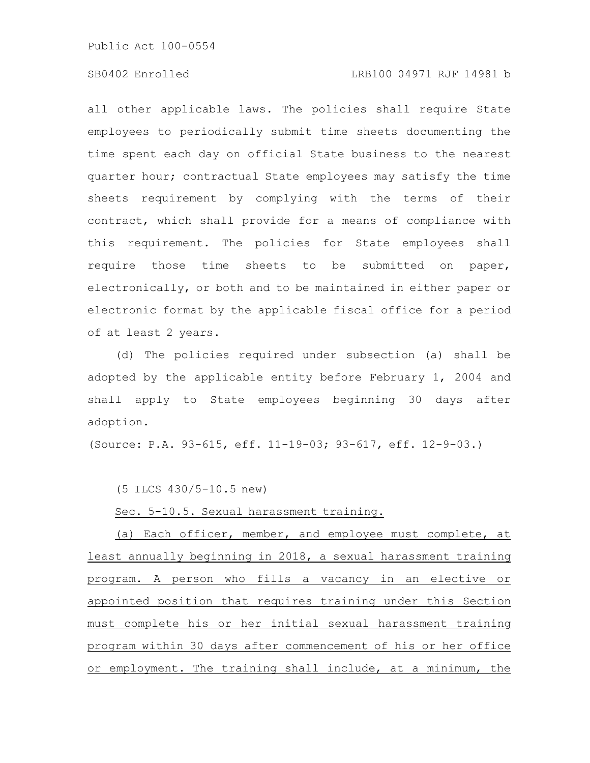all other applicable laws. The policies shall require State employees to periodically submit time sheets documenting the time spent each day on official State business to the nearest quarter hour; contractual State employees may satisfy the time sheets requirement by complying with the terms of their contract, which shall provide for a means of compliance with this requirement. The policies for State employees shall require those time sheets to be submitted on paper, electronically, or both and to be maintained in either paper or electronic format by the applicable fiscal office for a period of at least 2 years.

(d) The policies required under subsection (a) shall be adopted by the applicable entity before February 1, 2004 and shall apply to State employees beginning 30 days after adoption.

(Source: P.A. 93-615, eff. 11-19-03; 93-617, eff. 12-9-03.)

(5 ILCS 430/5-10.5 new)

<u>Sec. 5-10.5. Sexual harassment training.</u>

<u>(a) Each officer, member, and employee must complete, at least annually beginning in 2018, a sexual harassment training program. A person who fills a vacancy in an elective or appointed position that requires training under this Section must complete his or her initial sexual harassment training program within 30 days after commencement of his or her office or employment. The training shall include, at a minimum, the</u>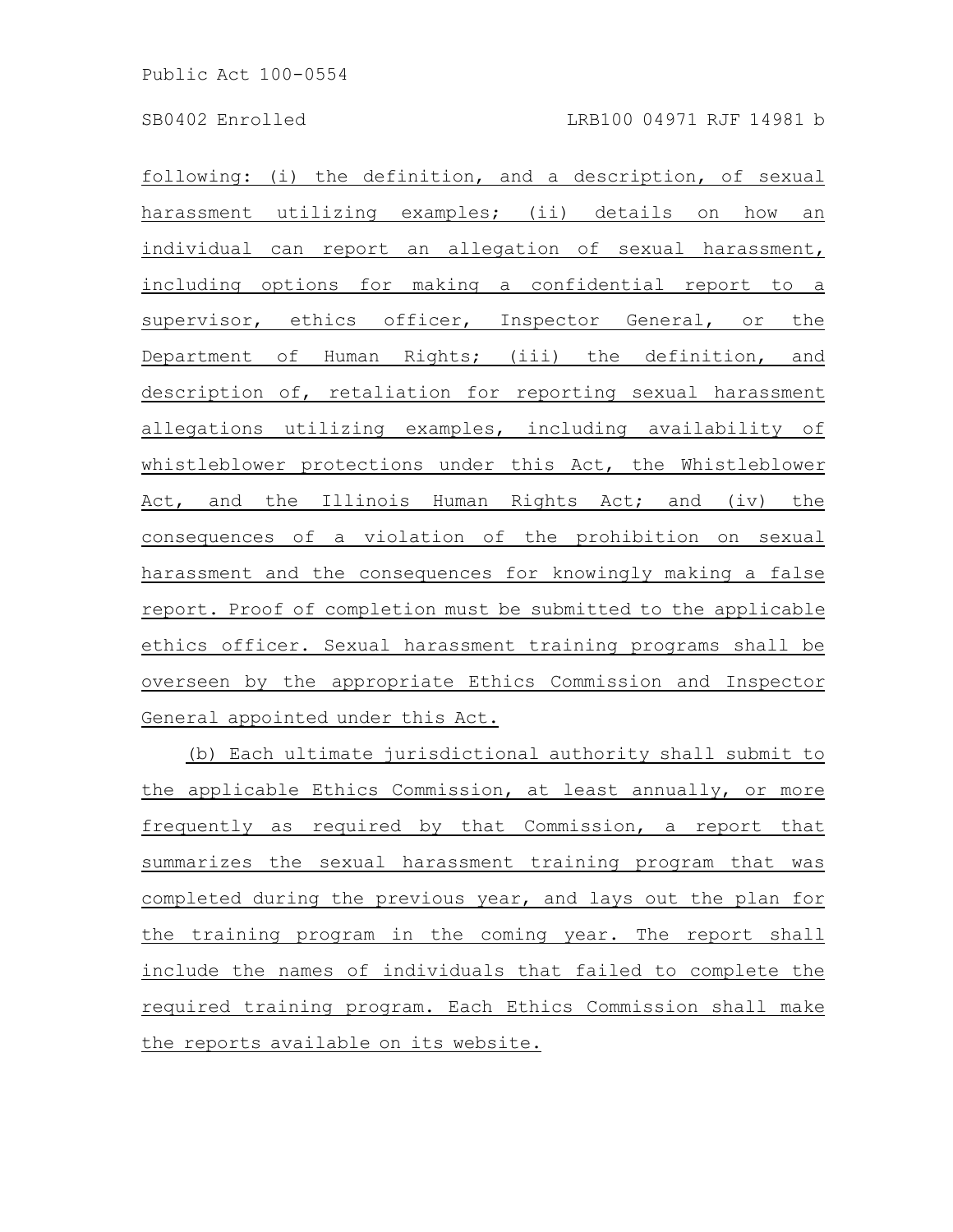following: (i) the definition, and a description, of sexual harassment utilizing examples; (ii) details on how an individual can report an allegation of sexual harassment, including options for making a confidential report to a supervisor, ethics officer, Inspector General, or the Department of Human Rights; (iii) the definition, and description of, retaliation for reporting sexual harassment allegations utilizing examples, including availability of whistleblower protections under this Act, the Whistleblower Act, and the Illinois Human Rights Act; and (iv) the consequences of a violation of the prohibition on sexual harassment and the consequences for knowingly making a false report. Proof of completion must be submitted to the applicable ethics officer. Sexual harassment training programs shall be overseen by the appropriate Ethics Commission and Inspector General appointed under this Act.

(b) Each ultimate jurisdictional authority shall submit to the applicable Ethics Commission, at least annually, or more frequently as required by that Commission, a report that summarizes the sexual harassment training program that was completed during the previous year, and lays out the plan for the training program in the coming year. The report shall include the names of individuals that failed to complete the required training program. Each Ethics Commission shall make the reports available on its website.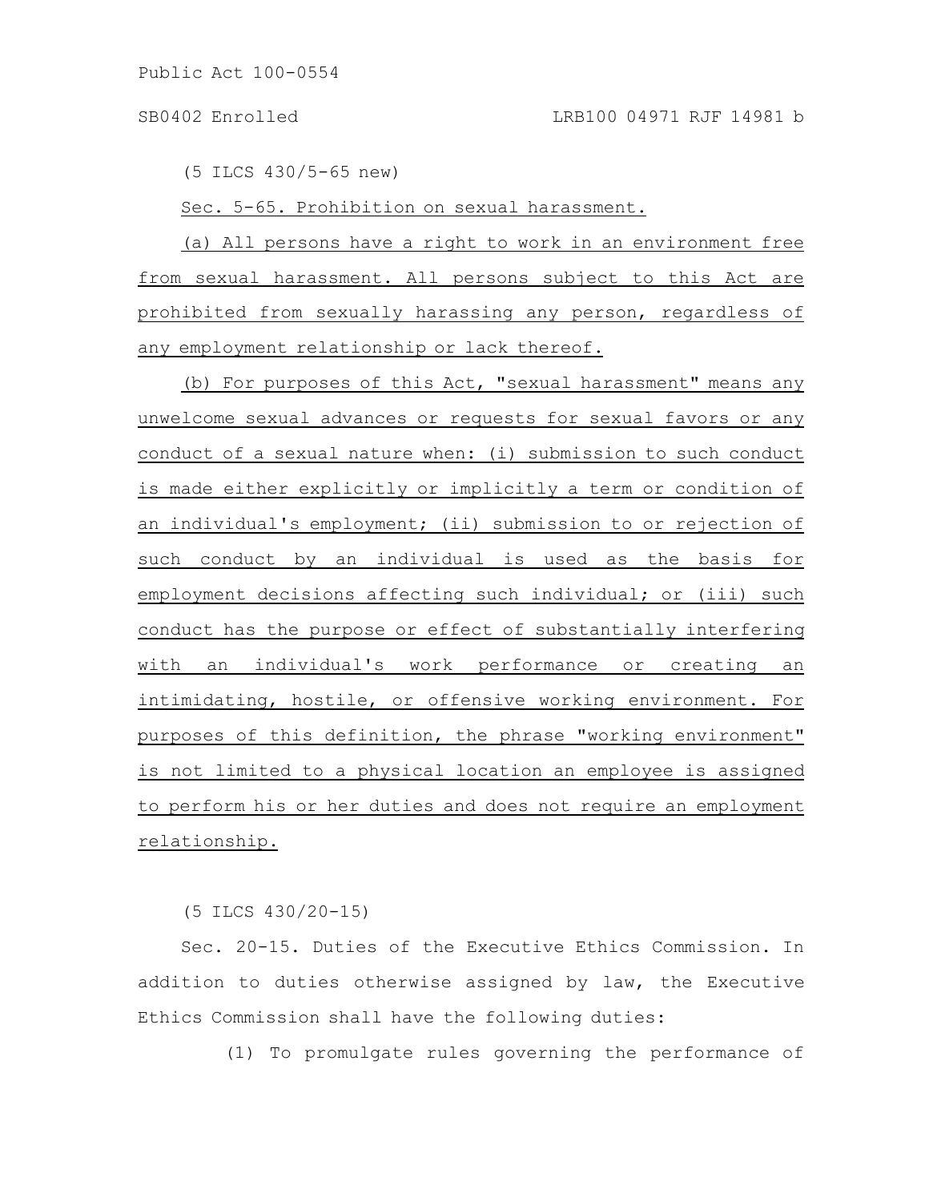(5 ILCS 430/5-65 new)

Sec. 5-65. Prohibition on sexual harassment.

(a) All persons have a right to work in an environment free from sexual harassment. All persons subject to this Act are prohibited from sexually harassing any person, regardless of any employment relationship or lack thereof.

(b) For purposes of this Act, "sexual harassment" means any unwelcome sexual advances or requests for sexual favors or any conduct of a sexual nature when: (i) submission to such conduct is made either explicitly or implicitly a term or condition of an individual's employment; (ii) submission to or rejection of such conduct by an individual is used as the basis for employment decisions affecting such individual; or (iii) such conduct has the purpose or effect of substantially interfering with an individual's work performance or creating an intimidating, hostile, or offensive working environment. For purposes of this definition, the phrase "working environment" is not limited to a physical location an employee is assigned to perform his or her duties and does not require an employment relationship.

(5 ILCS 430/20-15)

Sec. 20-15. Duties of the Executive Ethics Commission. In addition to duties otherwise assigned by law, the Executive Ethics Commission shall have the following duties:

(1) To promulgate rules governing the performance of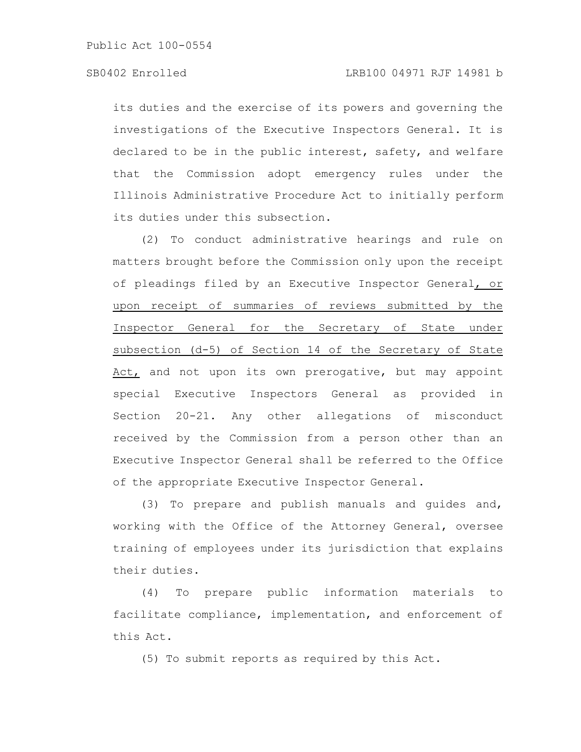its duties and the exercise of its powers and governing the investigations of the Executive Inspectors General. It is declared to be in the public interest, safety, and welfare that the Commission adopt emergency rules under the Illinois Administrative Procedure Act to initially perform its duties under this subsection.

(2) To conduct administrative hearings and rule on matters brought before the Commission only upon the receipt of pleadings filed by an Executive Inspector General, or upon receipt of summaries of reviews submitted by the Inspector General for the Secretary of State under subsection (d-5) of Section 14 of the Secretary of State Act, and not upon its own prerogative, but may appoint special Executive Inspectors General as provided in Section 20-21. Any other allegations of misconduct received by the Commission from a person other than an Executive Inspector General shall be referred to the Office of the appropriate Executive Inspector General.

(3) To prepare and publish manuals and guides and, working with the Office of the Attorney General, oversee training of employees under its jurisdiction that explains their duties.

(4) To prepare public information materials to facilitate compliance, implementation, and enforcement of this Act.

(5) To submit reports as required by this Act.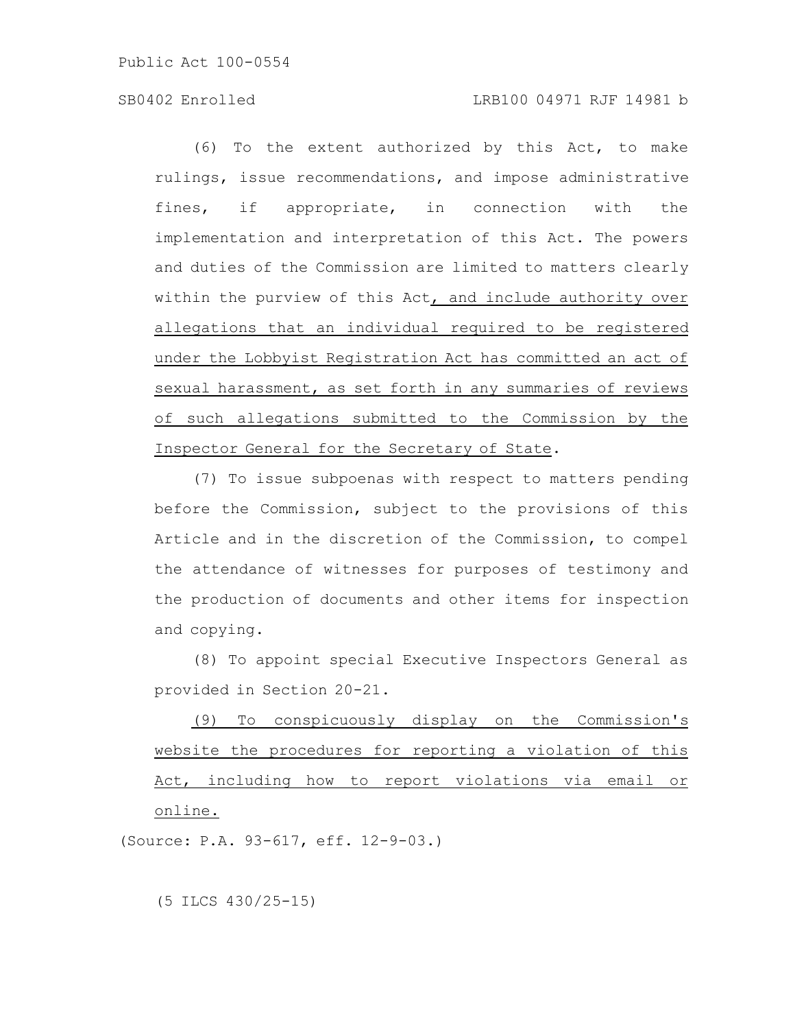(6) To the extent authorized by this Act, to make rulings, issue recommendations, and impose administrative fines, if appropriate, in connection with the implementation and interpretation of this Act. The powers and duties of the Commission are limited to matters clearly within the purview of this Act<u>, and include authority over allegations that an individual required to be registered under the Lobbyist Registration Act has committed an act of sexual harassment, as set forth in any summaries of reviews of such allegations submitted to the Commission by the Inspector General for the Secretary of State</u>.

(7) To issue subpoenas with respect to matters pending before the Commission, subject to the provisions of this Article and in the discretion of the Commission, to compel the attendance of witnesses for purposes of testimony and the production of documents and other items for inspection and copying.

(8) To appoint special Executive Inspectors General as provided in Section 20-21.

<u>(9) To conspicuously display on the Commission's website the procedures for reporting a violation of this Act, including how to report violations via email or online.</u>

(Source: P.A. 93-617, eff. 12-9-03.)

(5 ILCS 430/25-15)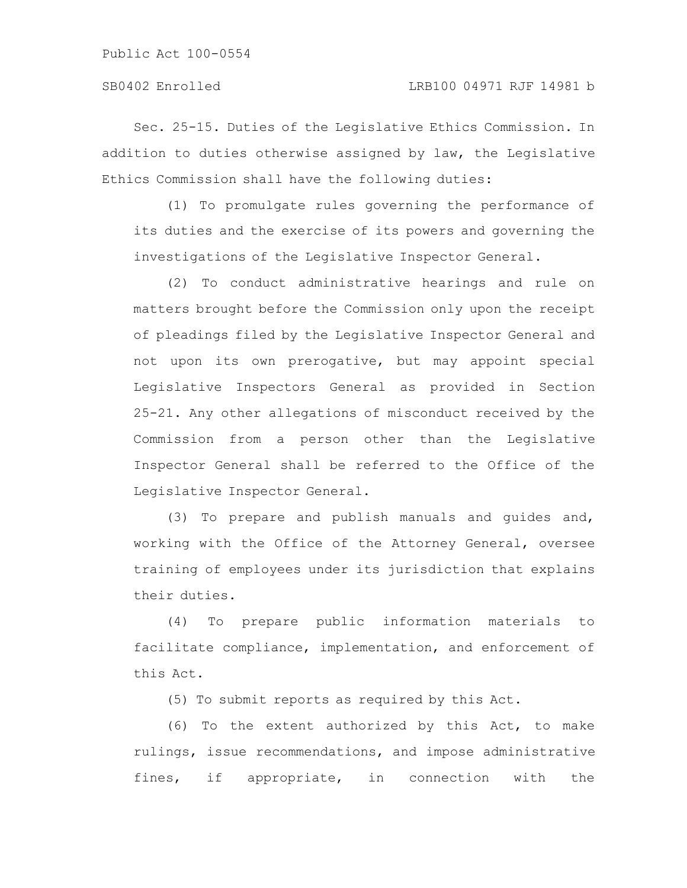Sec. 25-15. Duties of the Legislative Ethics Commission. In addition to duties otherwise assigned by law, the Legislative Ethics Commission shall have the following duties:

(1) To promulgate rules governing the performance of its duties and the exercise of its powers and governing the investigations of the Legislative Inspector General.

(2) To conduct administrative hearings and rule on matters brought before the Commission only upon the receipt of pleadings filed by the Legislative Inspector General and not upon its own prerogative, but may appoint special Legislative Inspectors General as provided in Section 25-21. Any other allegations of misconduct received by the Commission from a person other than the Legislative Inspector General shall be referred to the Office of the Legislative Inspector General.

(3) To prepare and publish manuals and guides and, working with the Office of the Attorney General, oversee training of employees under its jurisdiction that explains their duties.

(4) To prepare public information materials to facilitate compliance, implementation, and enforcement of this Act.

(5) To submit reports as required by this Act.

(6) To the extent authorized by this Act, to make rulings, issue recommendations, and impose administrative fines, if appropriate, in connection with the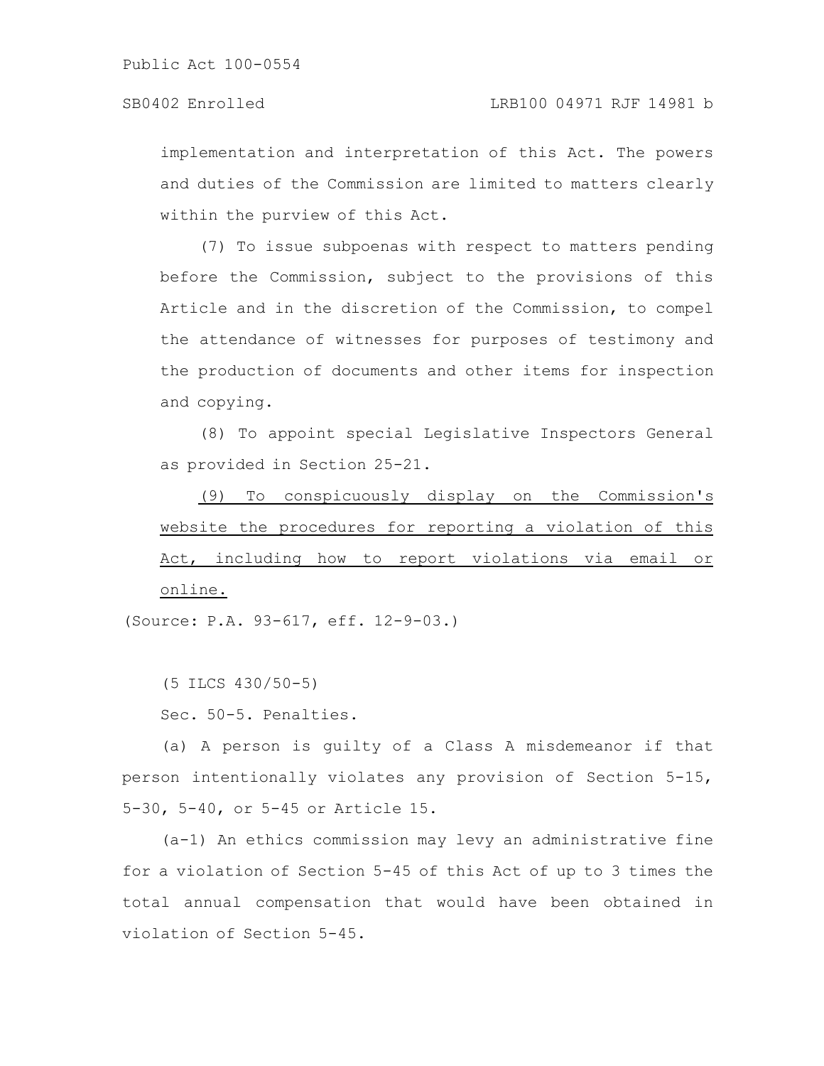implementation and interpretation of this Act. The powers and duties of the Commission are limited to matters clearly within the purview of this Act.

(7) To issue subpoenas with respect to matters pending before the Commission, subject to the provisions of this Article and in the discretion of the Commission, to compel the attendance of witnesses for purposes of testimony and the production of documents and other items for inspection and copying.

(8) To appoint special Legislative Inspectors General as provided in Section 25-21.

<u>(9) To conspicuously display on the Commission's website the procedures for reporting a violation of this Act, including how to report violations via email or online.</u>

(Source: P.A. 93-617, eff. 12-9-03.)

(5 ILCS 430/50-5)

Sec. 50-5. Penalties.

(a) A person is guilty of a Class A misdemeanor if that person intentionally violates any provision of Section 5-15, 5-30, 5-40, or 5-45 or Article 15.

(a-1) An ethics commission may levy an administrative fine for a violation of Section 5-45 of this Act of up to 3 times the total annual compensation that would have been obtained in violation of Section 5-45.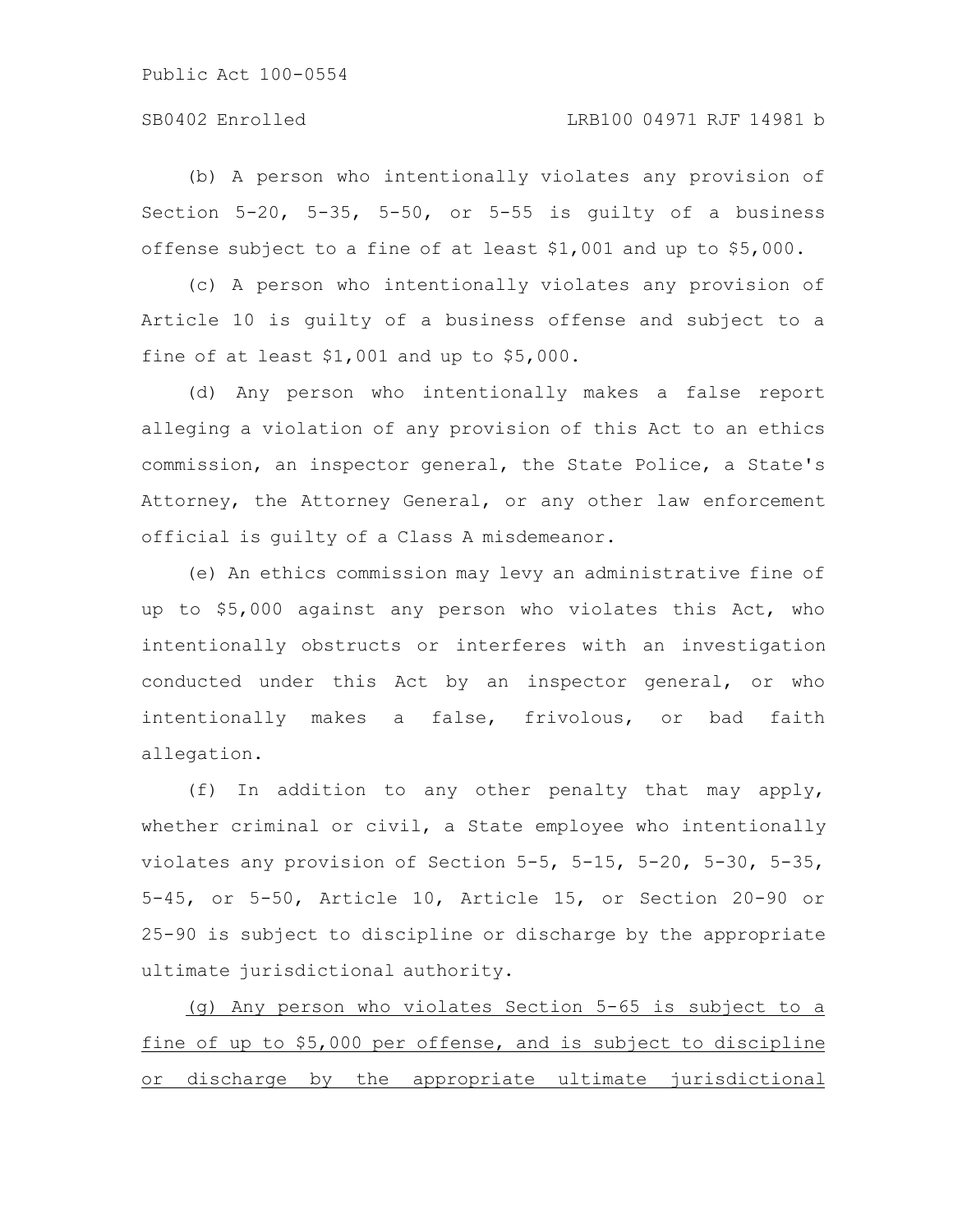(b) A person who intentionally violates any provision of Section 5-20, 5-35, 5-50, or 5-55 is guilty of a business offense subject to a fine of at least $1,001 and up to $5,000.

(c) A person who intentionally violates any provision of Article 10 is guilty of a business offense and subject to a fine of at least $1,001 and up to $5,000.

(d) Any person who intentionally makes a false report alleging a violation of any provision of this Act to an ethics commission, an inspector general, the State Police, a State's Attorney, the Attorney General, or any other law enforcement official is guilty of a Class A misdemeanor.

(e) An ethics commission may levy an administrative fine of up to $5,000 against any person who violates this Act, who intentionally obstructs or interferes with an investigation conducted under this Act by an inspector general, or who intentionally makes a false, frivolous, or bad faith allegation.

(f) In addition to any other penalty that may apply, whether criminal or civil, a State employee who intentionally violates any provision of Section 5-5, 5-15, 5-20, 5-30, 5-35, 5-45, or 5-50, Article 10, Article 15, or Section 20-90 or 25-90 is subject to discipline or discharge by the appropriate ultimate jurisdictional authority.

<u>(g) Any person who violates Section 5-65 is subject to a fine of up to $5,000 per offense, and is subject to discipline or discharge by the appropriate ultimate jurisdictional</u>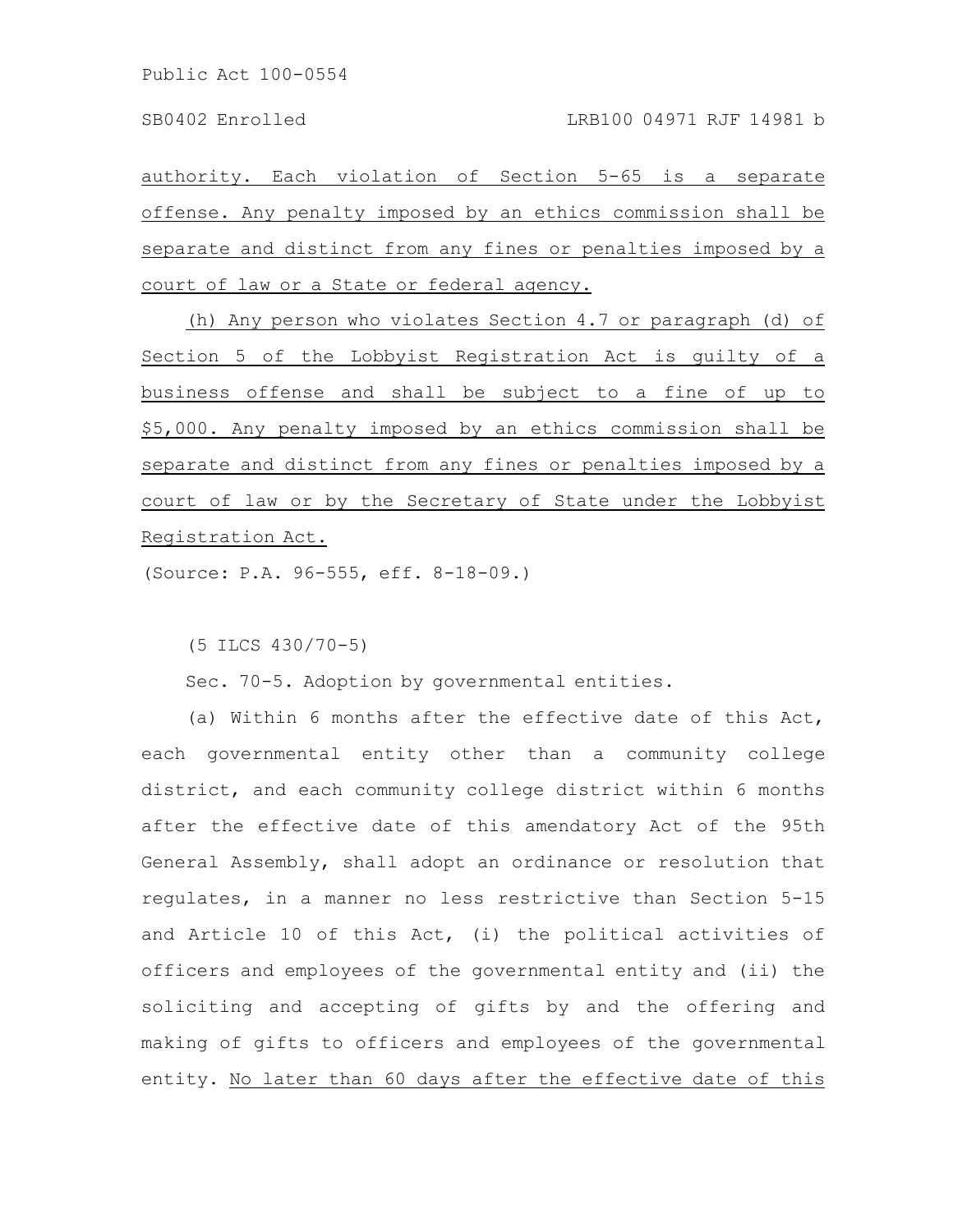authority. Each violation of Section 5-65 is a separate offense. Any penalty imposed by an ethics commission shall be separate and distinct from any fines or penalties imposed by a court of law or a State or federal agency.

(h) Any person who violates Section 4.7 or paragraph (d) of Section 5 of the Lobbyist Registration Act is guilty of a business offense and shall be subject to a fine of up to $5,000. Any penalty imposed by an ethics commission shall be separate and distinct from any fines or penalties imposed by a court of law or by the Secretary of State under the Lobbyist Registration Act.

(Source: P.A. 96-555, eff. 8-18-09.)

(5 ILCS 430/70-5)

Sec. 70-5. Adoption by governmental entities.

(a) Within 6 months after the effective date of this Act, each governmental entity other than a community college district, and each community college district within 6 months after the effective date of this amendatory Act of the 95th General Assembly, shall adopt an ordinance or resolution that regulates, in a manner no less restrictive than Section 5-15 and Article 10 of this Act, (i) the political activities of officers and employees of the governmental entity and (ii) the soliciting and accepting of gifts by and the offering and making of gifts to officers and employees of the governmental entity. No later than 60 days after the effective date of this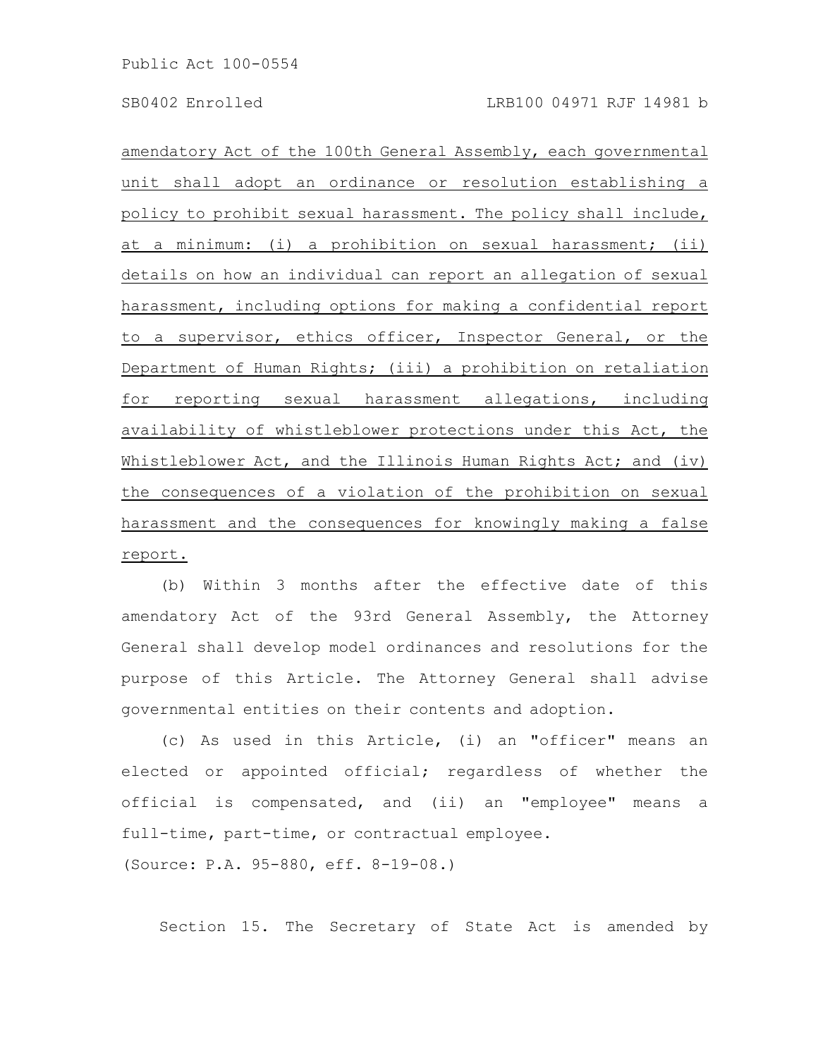amendatory Act of the 100th General Assembly, each governmental unit shall adopt an ordinance or resolution establishing a policy to prohibit sexual harassment. The policy shall include, at a minimum: (i) a prohibition on sexual harassment; (ii) details on how an individual can report an allegation of sexual harassment, including options for making a confidential report to a supervisor, ethics officer, Inspector General, or the Department of Human Rights; (iii) a prohibition on retaliation for reporting sexual harassment allegations, including availability of whistleblower protections under this Act, the Whistleblower Act, and the Illinois Human Rights Act; and (iv) the consequences of a violation of the prohibition on sexual harassment and the consequences for knowingly making a false report.

(b) Within 3 months after the effective date of this amendatory Act of the 93rd General Assembly, the Attorney General shall develop model ordinances and resolutions for the purpose of this Article. The Attorney General shall advise governmental entities on their contents and adoption.

(c) As used in this Article, (i) an "officer" means an elected or appointed official; regardless of whether the official is compensated, and (ii) an "employee" means a full-time, part-time, or contractual employee.

(Source: P.A. 95-880, eff. 8-19-08.)

Section 15. The Secretary of State Act is amended by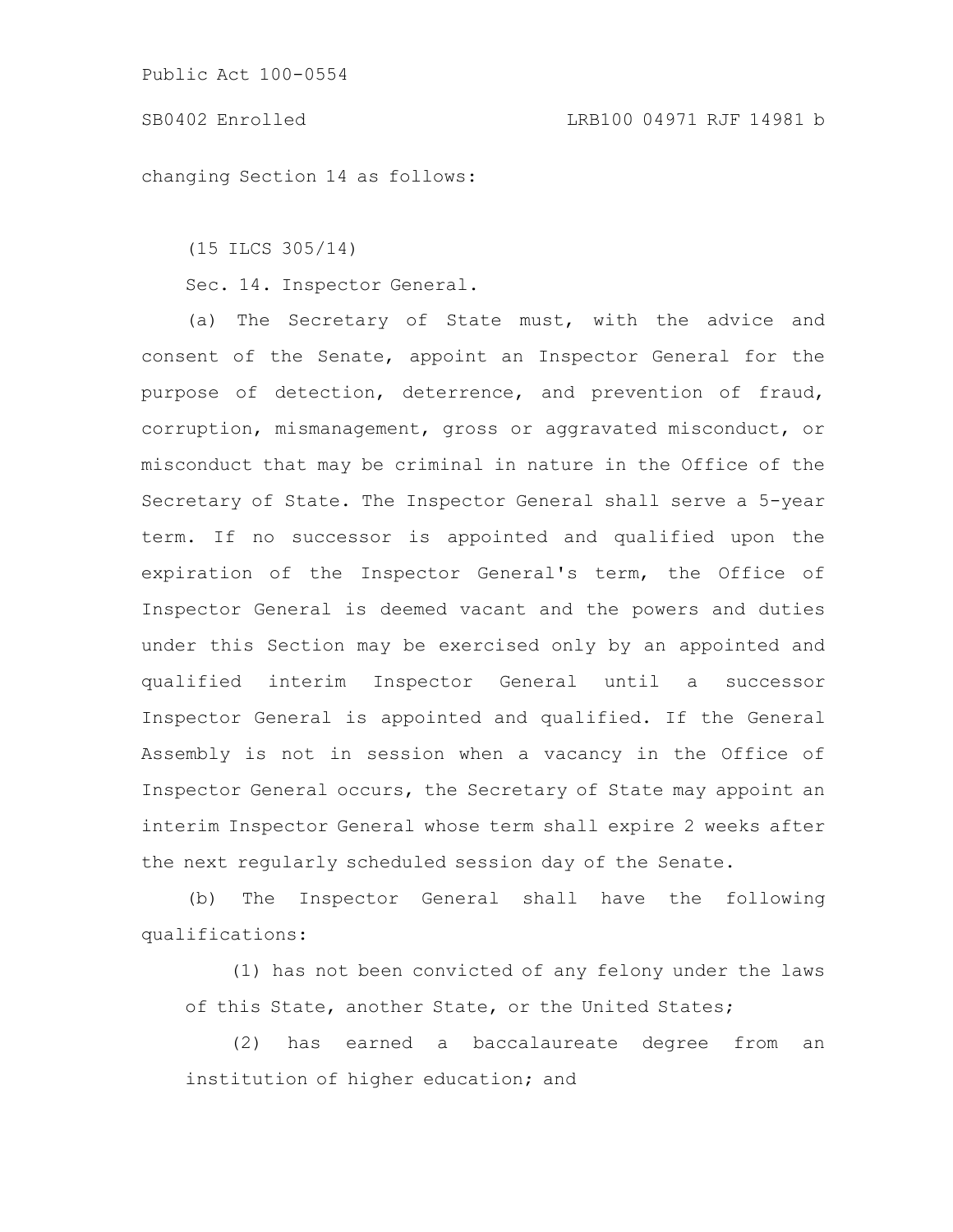changing Section 14 as follows:

(15 ILCS 305/14)

Sec. 14. Inspector General.

(a) The Secretary of State must, with the advice and consent of the Senate, appoint an Inspector General for the purpose of detection, deterrence, and prevention of fraud, corruption, mismanagement, gross or aggravated misconduct, or misconduct that may be criminal in nature in the Office of the Secretary of State. The Inspector General shall serve a 5-year term. If no successor is appointed and qualified upon the expiration of the Inspector General's term, the Office of Inspector General is deemed vacant and the powers and duties under this Section may be exercised only by an appointed and qualified interim Inspector General until a successor Inspector General is appointed and qualified. If the General Assembly is not in session when a vacancy in the Office of Inspector General occurs, the Secretary of State may appoint an interim Inspector General whose term shall expire 2 weeks after the next regularly scheduled session day of the Senate.

(b) The Inspector General shall have the following qualifications:

(1) has not been convicted of any felony under the laws of this State, another State, or the United States;

(2) has earned a baccalaureate degree from an institution of higher education; and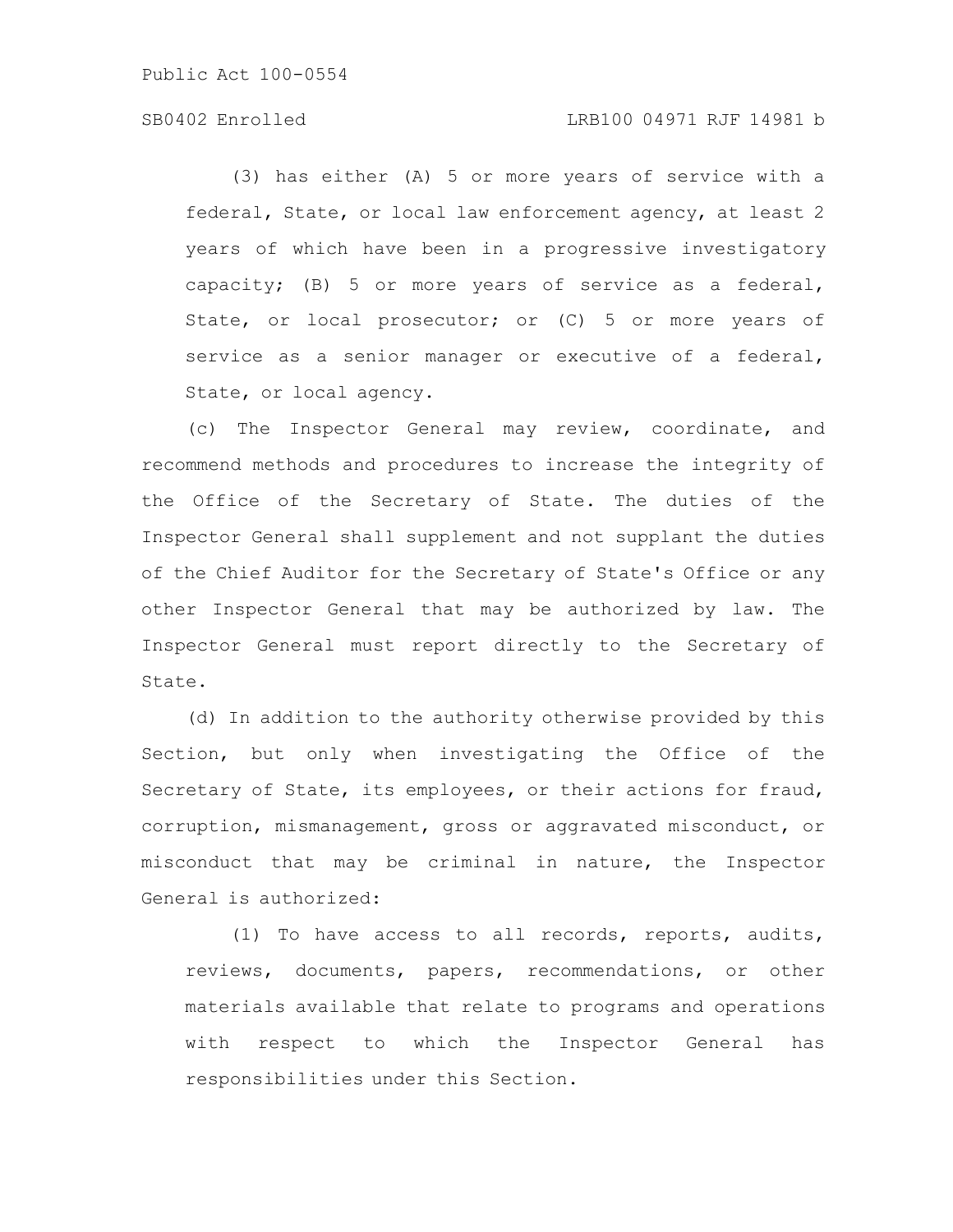(3) has either (A) 5 or more years of service with a federal, State, or local law enforcement agency, at least 2 years of which have been in a progressive investigatory capacity; (B) 5 or more years of service as a federal, State, or local prosecutor; or (C) 5 or more years of service as a senior manager or executive of a federal, State, or local agency.

(c) The Inspector General may review, coordinate, and recommend methods and procedures to increase the integrity of the Office of the Secretary of State. The duties of the Inspector General shall supplement and not supplant the duties of the Chief Auditor for the Secretary of State's Office or any other Inspector General that may be authorized by law. The Inspector General must report directly to the Secretary of State.

(d) In addition to the authority otherwise provided by this Section, but only when investigating the Office of the Secretary of State, its employees, or their actions for fraud, corruption, mismanagement, gross or aggravated misconduct, or misconduct that may be criminal in nature, the Inspector General is authorized:

(1) To have access to all records, reports, audits, reviews, documents, papers, recommendations, or other materials available that relate to programs and operations with respect to which the Inspector General has responsibilities under this Section.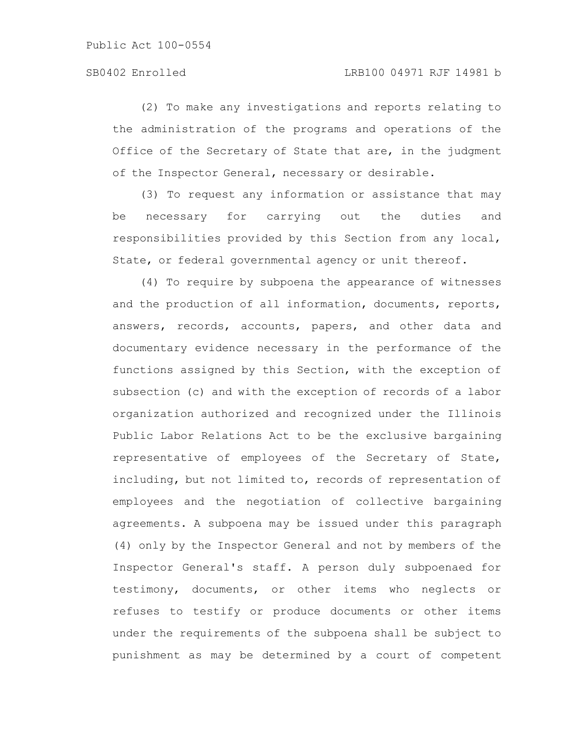(2) To make any investigations and reports relating to the administration of the programs and operations of the Office of the Secretary of State that are, in the judgment of the Inspector General, necessary or desirable.

(3) To request any information or assistance that may be necessary for carrying out the duties and responsibilities provided by this Section from any local, State, or federal governmental agency or unit thereof.

(4) To require by subpoena the appearance of witnesses and the production of all information, documents, reports, answers, records, accounts, papers, and other data and documentary evidence necessary in the performance of the functions assigned by this Section, with the exception of subsection (c) and with the exception of records of a labor organization authorized and recognized under the Illinois Public Labor Relations Act to be the exclusive bargaining representative of employees of the Secretary of State, including, but not limited to, records of representation of employees and the negotiation of collective bargaining agreements. A subpoena may be issued under this paragraph (4) only by the Inspector General and not by members of the Inspector General's staff. A person duly subpoenaed for testimony, documents, or other items who neglects or refuses to testify or produce documents or other items under the requirements of the subpoena shall be subject to punishment as may be determined by a court of competent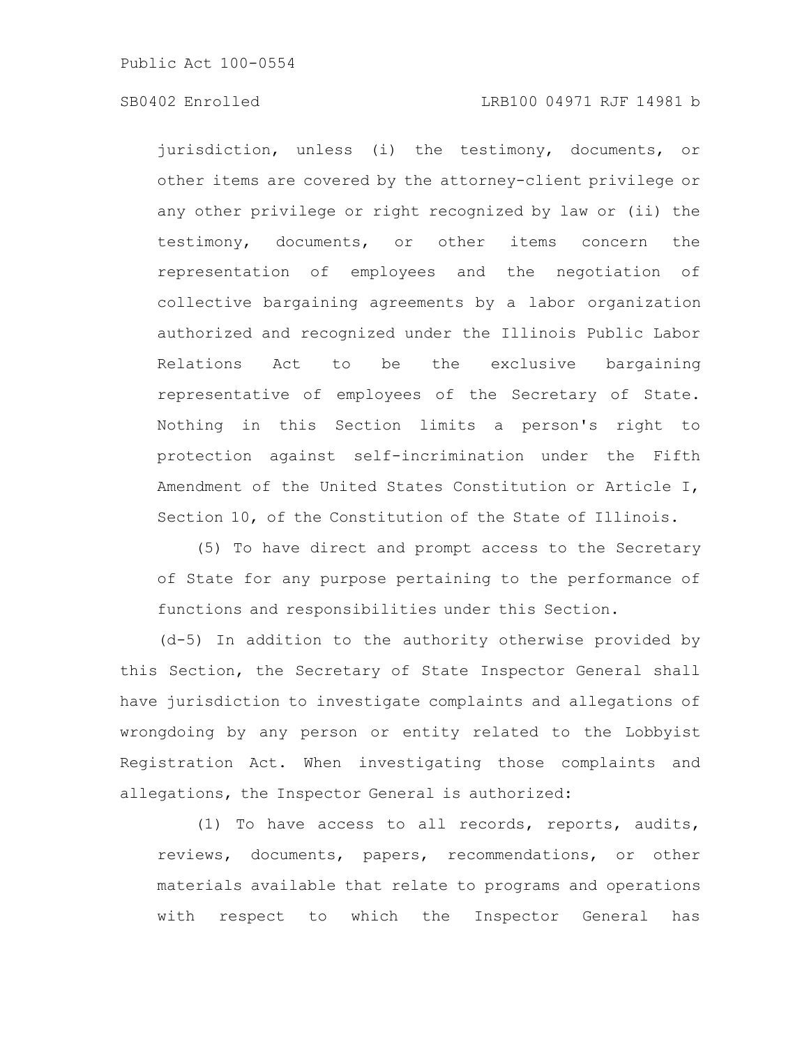jurisdiction, unless (i) the testimony, documents, or other items are covered by the attorney-client privilege or any other privilege or right recognized by law or (ii) the testimony, documents, or other items concern the representation of employees and the negotiation of collective bargaining agreements by a labor organization authorized and recognized under the Illinois Public Labor Relations Act to be the exclusive bargaining representative of employees of the Secretary of State. Nothing in this Section limits a person's right to protection against self-incrimination under the Fifth Amendment of the United States Constitution or Article I, Section 10, of the Constitution of the State of Illinois.

(5) To have direct and prompt access to the Secretary of State for any purpose pertaining to the performance of functions and responsibilities under this Section.

(d-5) In addition to the authority otherwise provided by this Section, the Secretary of State Inspector General shall have jurisdiction to investigate complaints and allegations of wrongdoing by any person or entity related to the Lobbyist Registration Act. When investigating those complaints and allegations, the Inspector General is authorized:

(1) To have access to all records, reports, audits, reviews, documents, papers, recommendations, or other materials available that relate to programs and operations with respect to which the Inspector General has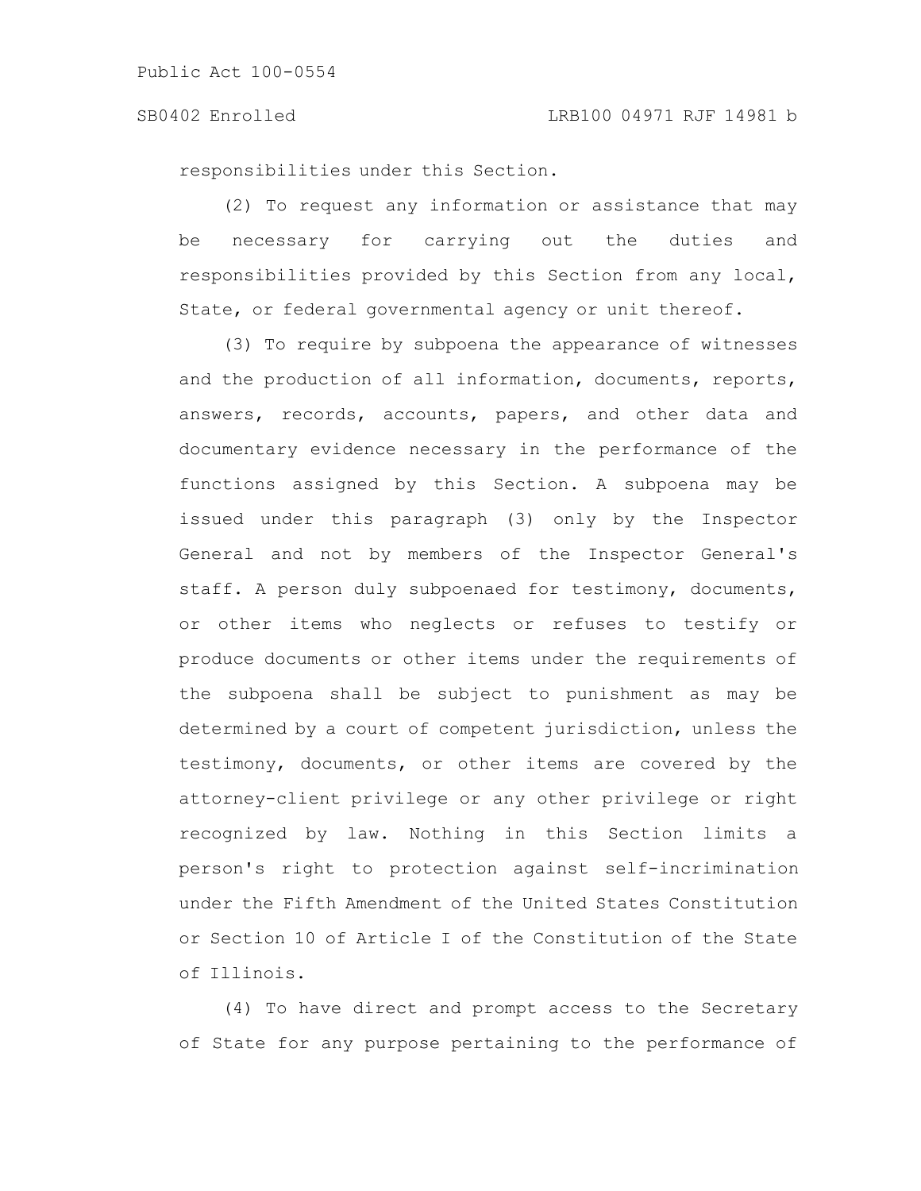responsibilities under this Section.

(2) To request any information or assistance that may be necessary for carrying out the duties and responsibilities provided by this Section from any local, State, or federal governmental agency or unit thereof.

(3) To require by subpoena the appearance of witnesses and the production of all information, documents, reports, answers, records, accounts, papers, and other data and documentary evidence necessary in the performance of the functions assigned by this Section. A subpoena may be issued under this paragraph (3) only by the Inspector General and not by members of the Inspector General's staff. A person duly subpoenaed for testimony, documents, or other items who neglects or refuses to testify or produce documents or other items under the requirements of the subpoena shall be subject to punishment as may be determined by a court of competent jurisdiction, unless the testimony, documents, or other items are covered by the attorney-client privilege or any other privilege or right recognized by law. Nothing in this Section limits a person's right to protection against self-incrimination under the Fifth Amendment of the United States Constitution or Section 10 of Article I of the Constitution of the State of Illinois.

(4) To have direct and prompt access to the Secretary of State for any purpose pertaining to the performance of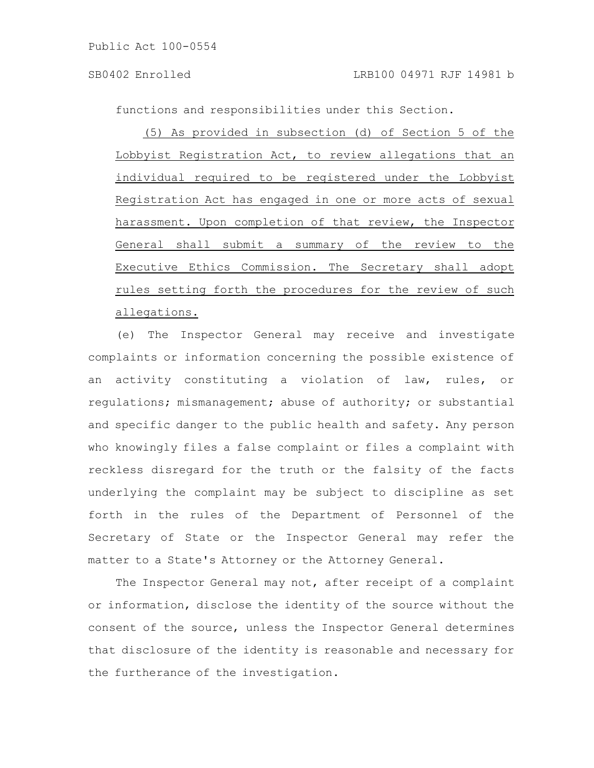functions and responsibilities under this Section.

(5) As provided in subsection (d) of Section 5 of the Lobbyist Registration Act, to review allegations that an individual required to be registered under the Lobbyist Registration Act has engaged in one or more acts of sexual harassment. Upon completion of that review, the Inspector General shall submit a summary of the review to the Executive Ethics Commission. The Secretary shall adopt rules setting forth the procedures for the review of such allegations.

(e) The Inspector General may receive and investigate complaints or information concerning the possible existence of an activity constituting a violation of law, rules, or regulations; mismanagement; abuse of authority; or substantial and specific danger to the public health and safety. Any person who knowingly files a false complaint or files a complaint with reckless disregard for the truth or the falsity of the facts underlying the complaint may be subject to discipline as set forth in the rules of the Department of Personnel of the Secretary of State or the Inspector General may refer the matter to a State's Attorney or the Attorney General.

The Inspector General may not, after receipt of a complaint or information, disclose the identity of the source without the consent of the source, unless the Inspector General determines that disclosure of the identity is reasonable and necessary for the furtherance of the investigation.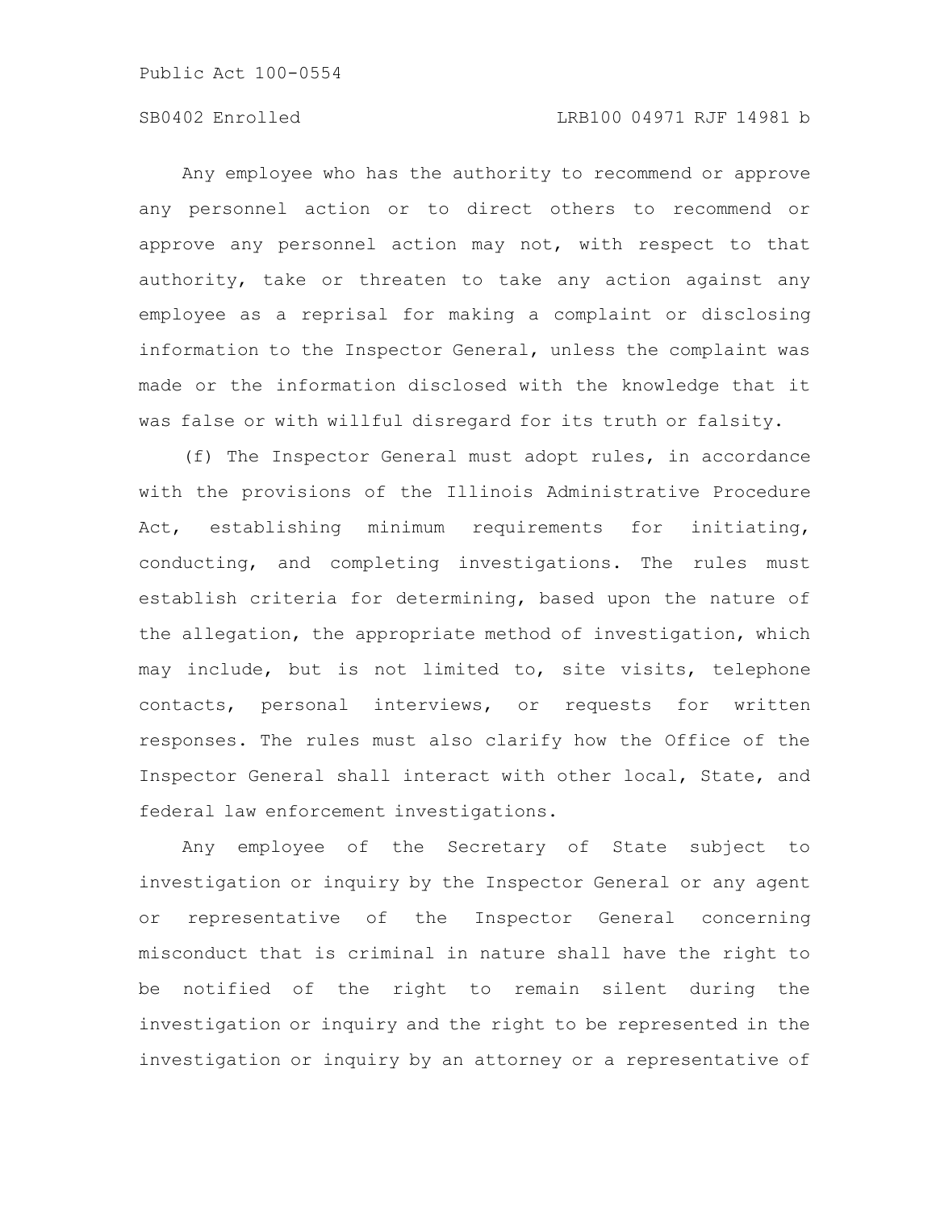Any employee who has the authority to recommend or approve any personnel action or to direct others to recommend or approve any personnel action may not, with respect to that authority, take or threaten to take any action against any employee as a reprisal for making a complaint or disclosing information to the Inspector General, unless the complaint was made or the information disclosed with the knowledge that it was false or with willful disregard for its truth or falsity.

(f) The Inspector General must adopt rules, in accordance with the provisions of the Illinois Administrative Procedure Act, establishing minimum requirements for initiating, conducting, and completing investigations. The rules must establish criteria for determining, based upon the nature of the allegation, the appropriate method of investigation, which may include, but is not limited to, site visits, telephone contacts, personal interviews, or requests for written responses. The rules must also clarify how the Office of the Inspector General shall interact with other local, State, and federal law enforcement investigations.

Any employee of the Secretary of State subject to investigation or inquiry by the Inspector General or any agent or representative of the Inspector General concerning misconduct that is criminal in nature shall have the right to be notified of the right to remain silent during the investigation or inquiry and the right to be represented in the investigation or inquiry by an attorney or a representative of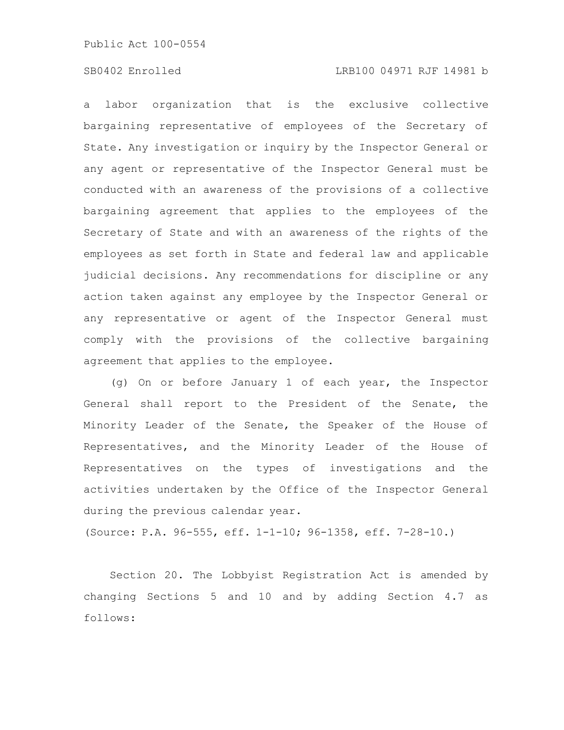a labor organization that is the exclusive collective bargaining representative of employees of the Secretary of State. Any investigation or inquiry by the Inspector General or any agent or representative of the Inspector General must be conducted with an awareness of the provisions of a collective bargaining agreement that applies to the employees of the Secretary of State and with an awareness of the rights of the employees as set forth in State and federal law and applicable judicial decisions. Any recommendations for discipline or any action taken against any employee by the Inspector General or any representative or agent of the Inspector General must comply with the provisions of the collective bargaining agreement that applies to the employee.

(g) On or before January 1 of each year, the Inspector General shall report to the President of the Senate, the Minority Leader of the Senate, the Speaker of the House of Representatives, and the Minority Leader of the House of Representatives on the types of investigations and the activities undertaken by the Office of the Inspector General during the previous calendar year.

(Source: P.A. 96-555, eff. 1-1-10; 96-1358, eff. 7-28-10.)

Section 20. The Lobbyist Registration Act is amended by changing Sections 5 and 10 and by adding Section 4.7 as follows: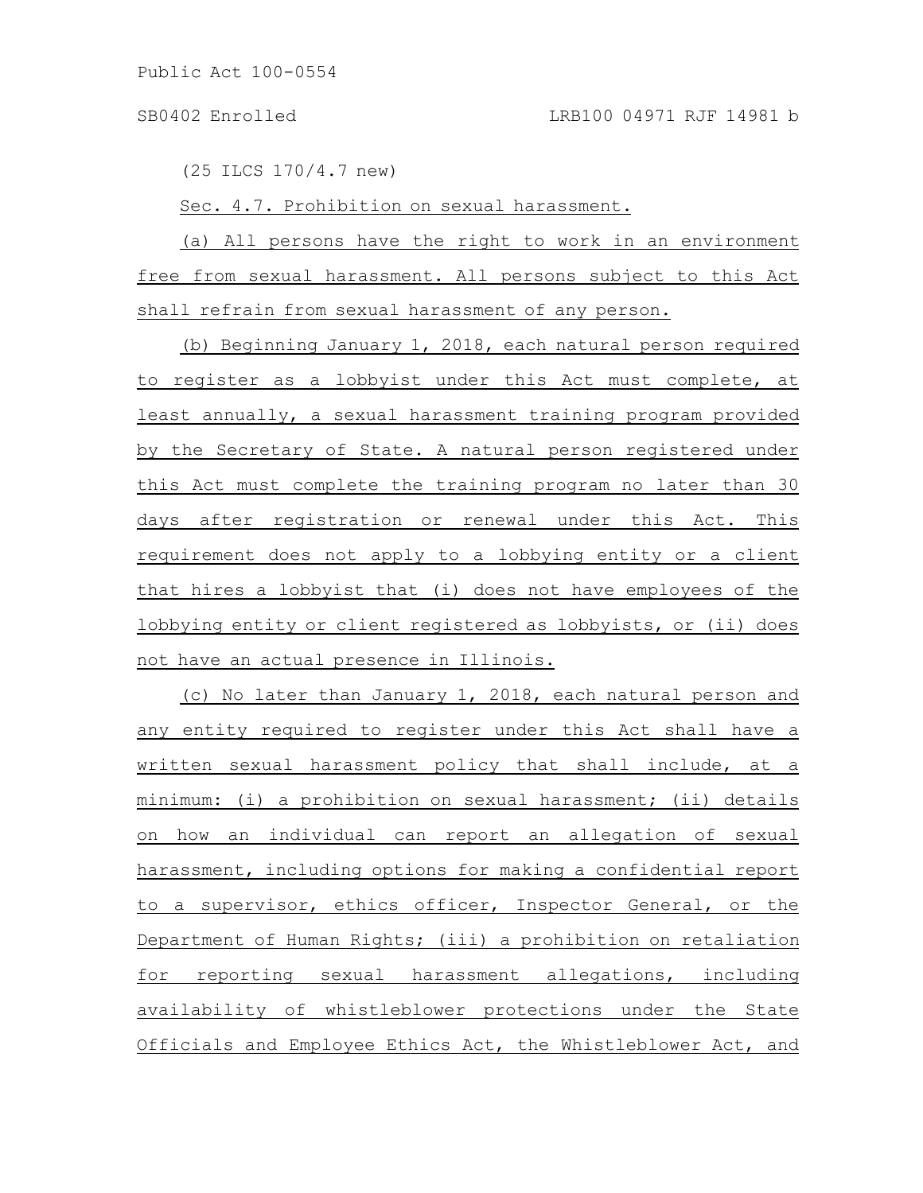(25 ILCS 170/4.7 new)

Sec. 4.7. Prohibition on sexual harassment.

(a) All persons have the right to work in an environment free from sexual harassment. All persons subject to this Act shall refrain from sexual harassment of any person.

(b) Beginning January 1, 2018, each natural person required to register as a lobbyist under this Act must complete, at least annually, a sexual harassment training program provided by the Secretary of State. A natural person registered under this Act must complete the training program no later than 30 days after registration or renewal under this Act. This requirement does not apply to a lobbying entity or a client that hires a lobbyist that (i) does not have employees of the lobbying entity or client registered as lobbyists, or (ii) does not have an actual presence in Illinois.

(c) No later than January 1, 2018, each natural person and any entity required to register under this Act shall have a written sexual harassment policy that shall include, at a minimum: (i) a prohibition on sexual harassment; (ii) details on how an individual can report an allegation of sexual harassment, including options for making a confidential report to a supervisor, ethics officer, Inspector General, or the Department of Human Rights; (iii) a prohibition on retaliation for reporting sexual harassment allegations, including availability of whistleblower protections under the State Officials and Employee Ethics Act, the Whistleblower Act, and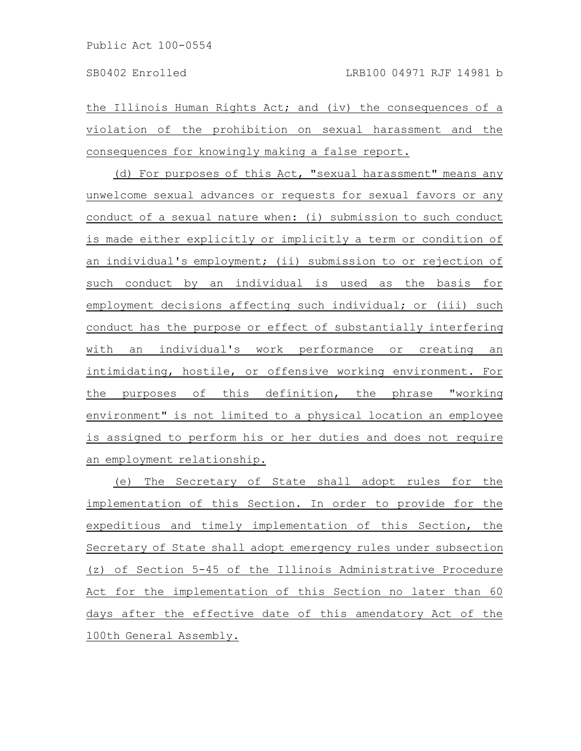the Illinois Human Rights Act; and (iv) the consequences of a violation of the prohibition on sexual harassment and the consequences for knowingly making a false report.

(d) For purposes of this Act, "sexual harassment" means any unwelcome sexual advances or requests for sexual favors or any conduct of a sexual nature when: (i) submission to such conduct is made either explicitly or implicitly a term or condition of an individual's employment; (ii) submission to or rejection of such conduct by an individual is used as the basis for employment decisions affecting such individual; or (iii) such conduct has the purpose or effect of substantially interfering with an individual's work performance or creating an intimidating, hostile, or offensive working environment. For the purposes of this definition, the phrase "working environment" is not limited to a physical location an employee is assigned to perform his or her duties and does not require an employment relationship.

(e) The Secretary of State shall adopt rules for the implementation of this Section. In order to provide for the expeditious and timely implementation of this Section, the Secretary of State shall adopt emergency rules under subsection (z) of Section 5-45 of the Illinois Administrative Procedure Act for the implementation of this Section no later than 60 days after the effective date of this amendatory Act of the 100th General Assembly.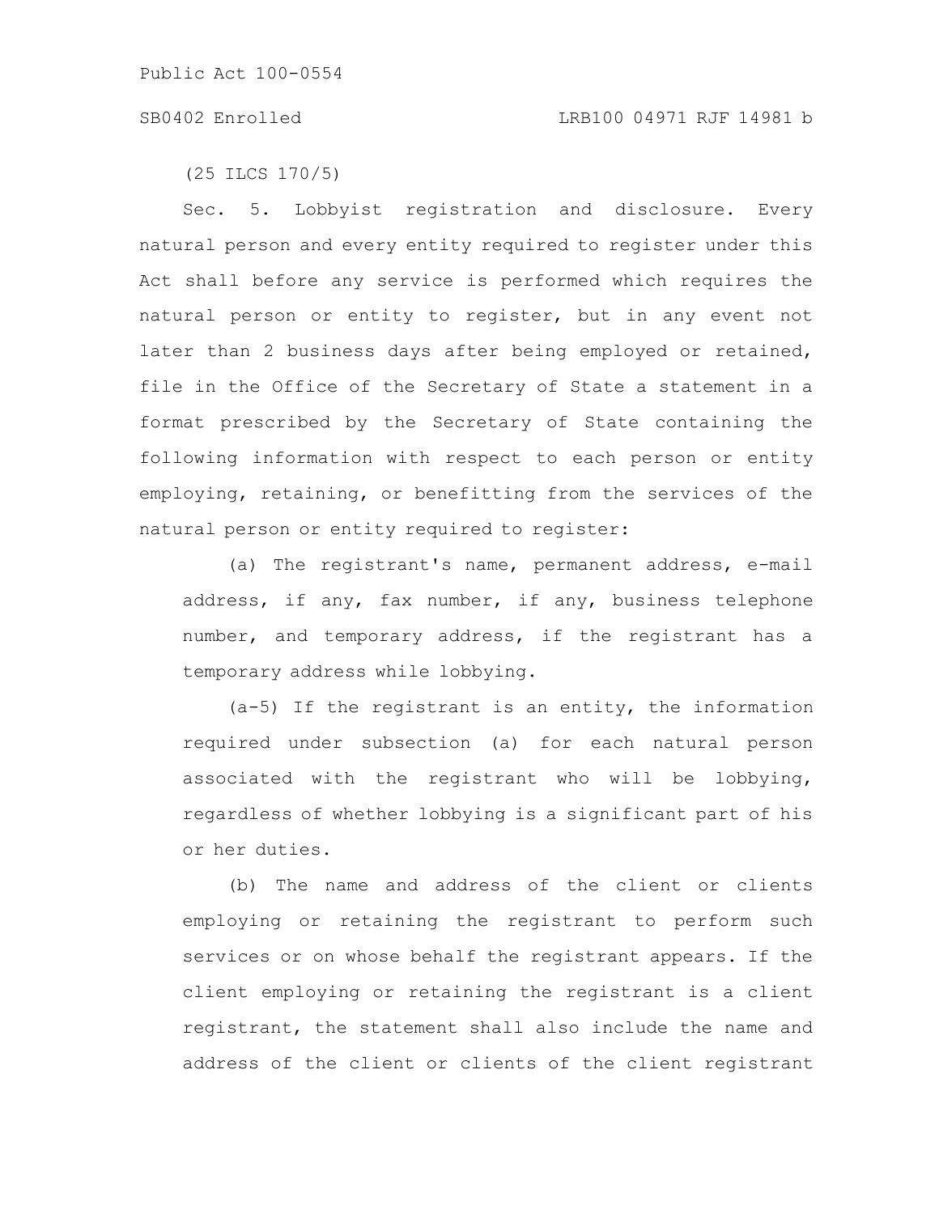(25 ILCS 170/5)

Sec. 5. Lobbyist registration and disclosure. Every natural person and every entity required to register under this Act shall before any service is performed which requires the natural person or entity to register, but in any event not later than 2 business days after being employed or retained, file in the Office of the Secretary of State a statement in a format prescribed by the Secretary of State containing the following information with respect to each person or entity employing, retaining, or benefitting from the services of the natural person or entity required to register:

(a) The registrant's name, permanent address, e-mail address, if any, fax number, if any, business telephone number, and temporary address, if the registrant has a temporary address while lobbying.

(a-5) If the registrant is an entity, the information required under subsection (a) for each natural person associated with the registrant who will be lobbying, regardless of whether lobbying is a significant part of his or her duties.

(b) The name and address of the client or clients employing or retaining the registrant to perform such services or on whose behalf the registrant appears. If the client employing or retaining the registrant is a client registrant, the statement shall also include the name and address of the client or clients of the client registrant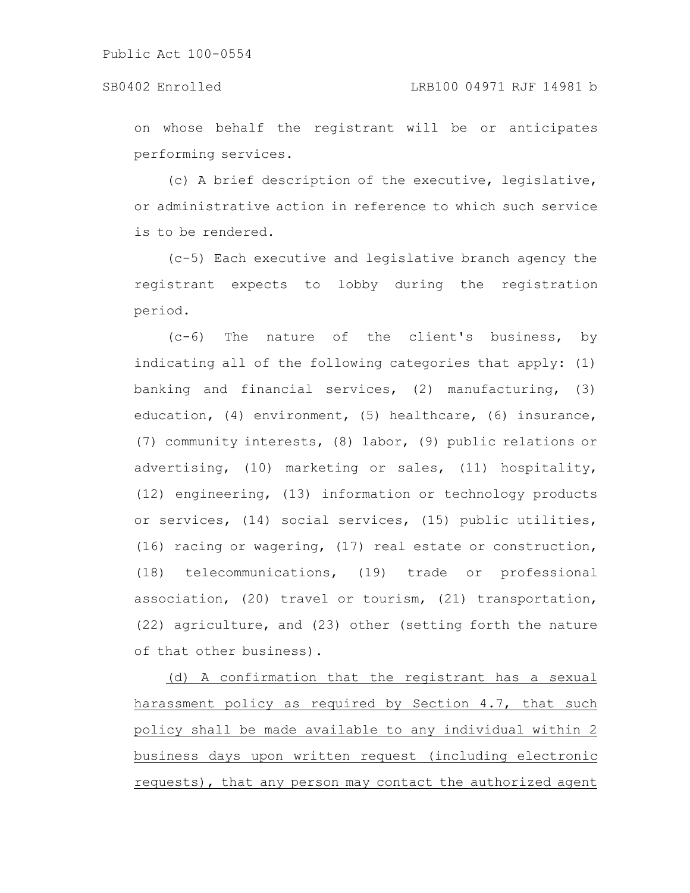on whose behalf the registrant will be or anticipates performing services.

(c) A brief description of the executive, legislative, or administrative action in reference to which such service is to be rendered.

(c-5) Each executive and legislative branch agency the registrant expects to lobby during the registration period.

(c-6) The nature of the client's business, by indicating all of the following categories that apply: (1) banking and financial services, (2) manufacturing, (3) education, (4) environment, (5) healthcare, (6) insurance, (7) community interests, (8) labor, (9) public relations or advertising, (10) marketing or sales, (11) hospitality, (12) engineering, (13) information or technology products or services, (14) social services, (15) public utilities, (16) racing or wagering, (17) real estate or construction, (18) telecommunications, (19) trade or professional association, (20) travel or tourism, (21) transportation, (22) agriculture, and (23) other (setting forth the nature of that other business).

<u>(d) A confirmation that the registrant has a sexual harassment policy as required by Section 4.7, that such policy shall be made available to any individual within 2 business days upon written request (including electronic requests), that any person may contact the authorized agent</u>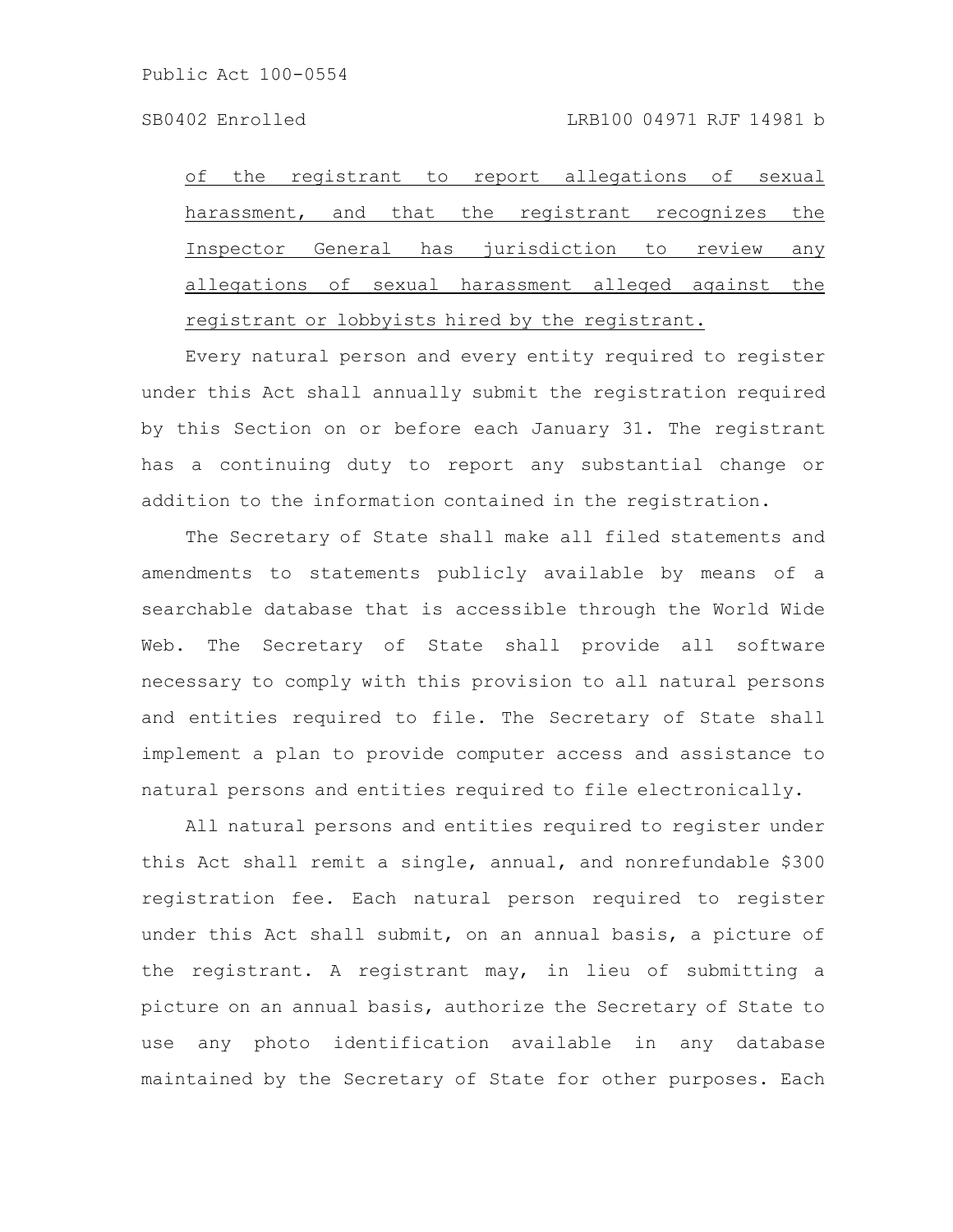of the registrant to report allegations of sexual harassment, and that the registrant recognizes the Inspector General has jurisdiction to review any allegations of sexual harassment alleged against the registrant or lobbyists hired by the registrant.

Every natural person and every entity required to register under this Act shall annually submit the registration required by this Section on or before each January 31. The registrant has a continuing duty to report any substantial change or addition to the information contained in the registration.

The Secretary of State shall make all filed statements and amendments to statements publicly available by means of a searchable database that is accessible through the World Wide Web. The Secretary of State shall provide all software necessary to comply with this provision to all natural persons and entities required to file. The Secretary of State shall implement a plan to provide computer access and assistance to natural persons and entities required to file electronically.

All natural persons and entities required to register under this Act shall remit a single, annual, and nonrefundable $300 registration fee. Each natural person required to register under this Act shall submit, on an annual basis, a picture of the registrant. A registrant may, in lieu of submitting a picture on an annual basis, authorize the Secretary of State to use any photo identification available in any database maintained by the Secretary of State for other purposes. Each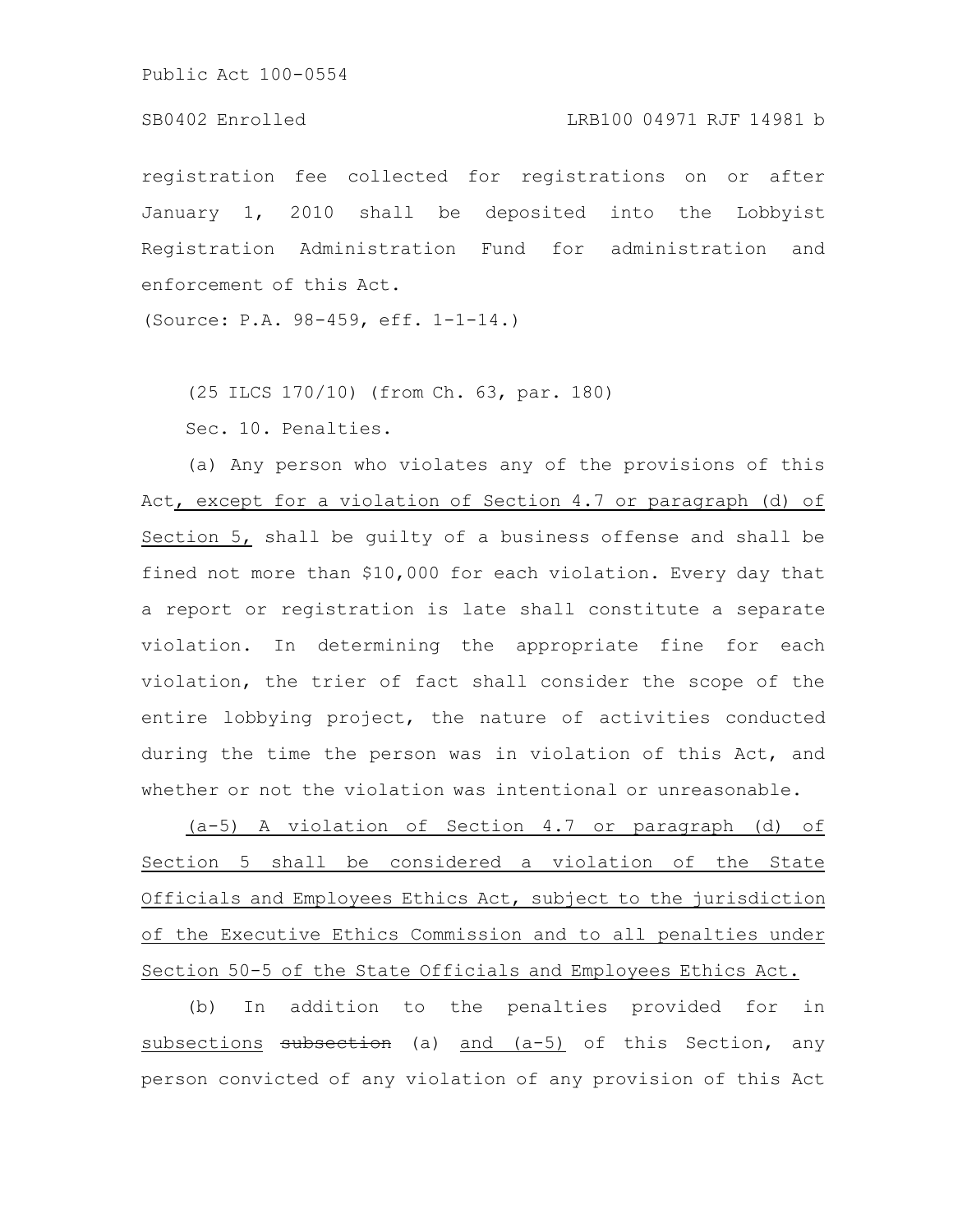registration fee collected for registrations on or after January 1, 2010 shall be deposited into the Lobbyist Registration Administration Fund for administration and enforcement of this Act.

(Source: P.A. 98-459, eff. 1-1-14.)

(25 ILCS 170/10) (from Ch. 63, par. 180)

Sec. 10. Penalties.

(a) Any person who violates any of the provisions of this Act, except for a violation of Section 4.7 or paragraph (d) of Section 5, shall be guilty of a business offense and shall be fined not more than $10,000 for each violation. Every day that a report or registration is late shall constitute a separate violation. In determining the appropriate fine for each violation, the trier of fact shall consider the scope of the entire lobbying project, the nature of activities conducted during the time the person was in violation of this Act, and whether or not the violation was intentional or unreasonable.

(a-5) A violation of Section 4.7 or paragraph (d) of Section 5 shall be considered a violation of the State Officials and Employees Ethics Act, subject to the jurisdiction of the Executive Ethics Commission and to all penalties under Section 50-5 of the State Officials and Employees Ethics Act.

(b) In addition to the penalties provided for in subsections ~~subsection~~ (a) and (a-5) of this Section, any person convicted of any violation of any provision of this Act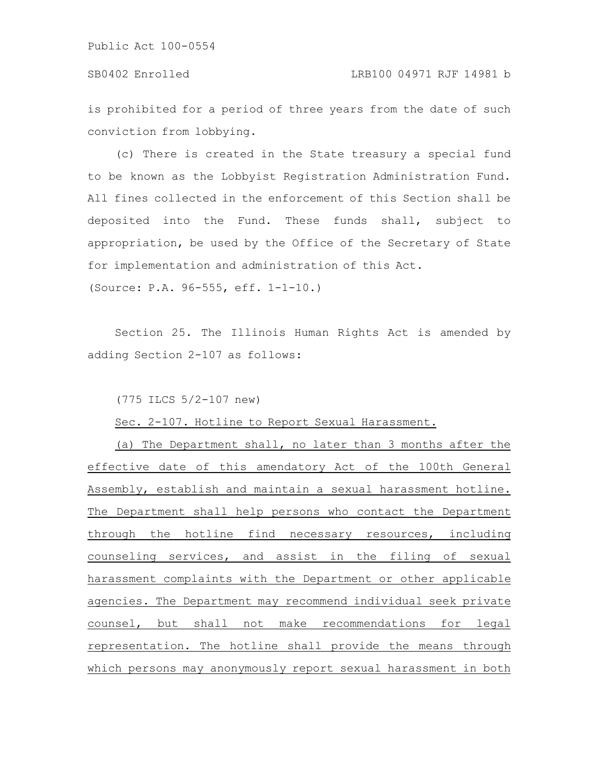is prohibited for a period of three years from the date of such conviction from lobbying.

(c) There is created in the State treasury a special fund to be known as the Lobbyist Registration Administration Fund. All fines collected in the enforcement of this Section shall be deposited into the Fund. These funds shall, subject to appropriation, be used by the Office of the Secretary of State for implementation and administration of this Act.

(Source: P.A. 96-555, eff. 1-1-10.)

Section 25. The Illinois Human Rights Act is amended by adding Section 2-107 as follows:

(775 ILCS 5/2-107 new)

Sec. 2-107. Hotline to Report Sexual Harassment.

(a) The Department shall, no later than 3 months after the effective date of this amendatory Act of the 100th General Assembly, establish and maintain a sexual harassment hotline. The Department shall help persons who contact the Department through the hotline find necessary resources, including counseling services, and assist in the filing of sexual harassment complaints with the Department or other applicable agencies. The Department may recommend individual seek private counsel, but shall not make recommendations for legal representation. The hotline shall provide the means through which persons may anonymously report sexual harassment in both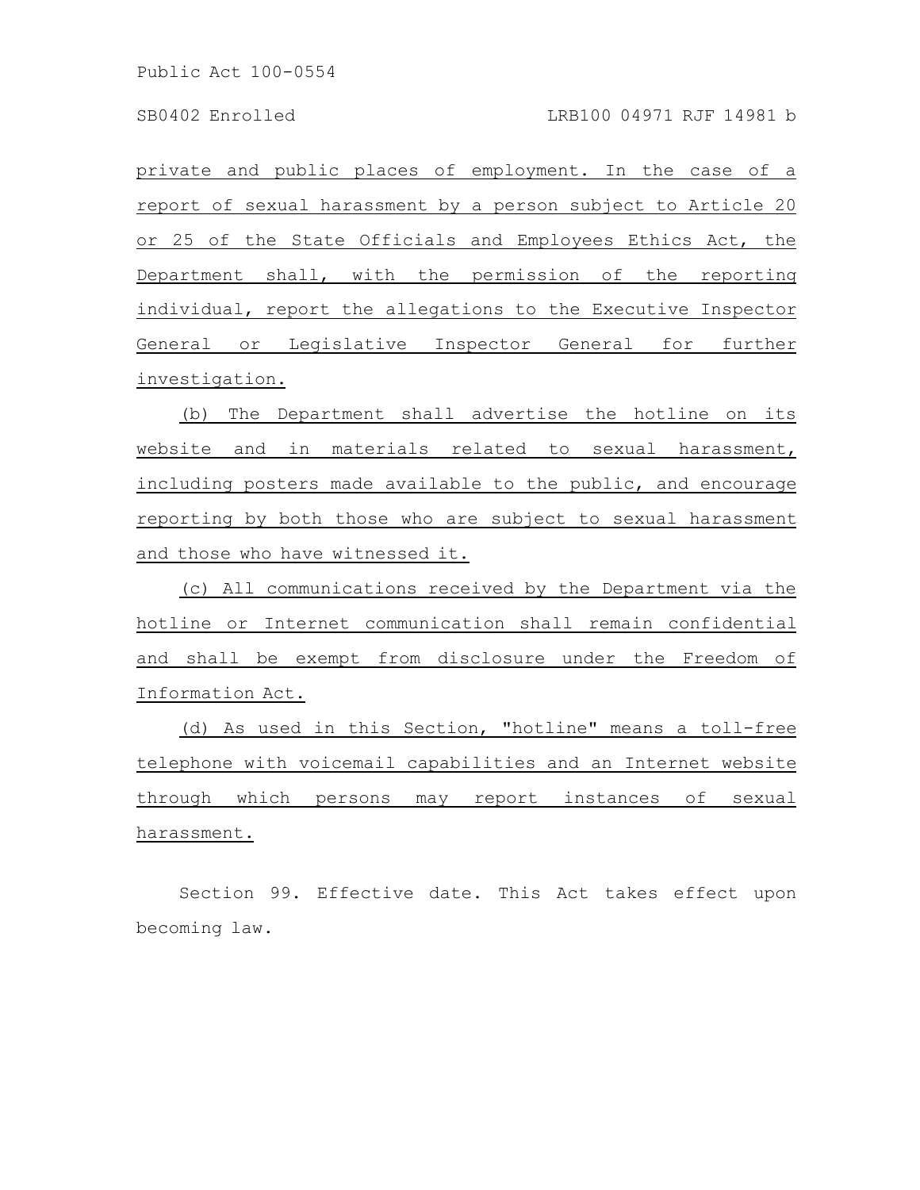private and public places of employment. In the case of a report of sexual harassment by a person subject to Article 20 or 25 of the State Officials and Employees Ethics Act, the Department shall, with the permission of the reporting individual, report the allegations to the Executive Inspector General or Legislative Inspector General for further investigation.

(b) The Department shall advertise the hotline on its website and in materials related to sexual harassment, including posters made available to the public, and encourage reporting by both those who are subject to sexual harassment and those who have witnessed it.

(c) All communications received by the Department via the hotline or Internet communication shall remain confidential and shall be exempt from disclosure under the Freedom of Information Act.

(d) As used in this Section, "hotline" means a toll-free telephone with voicemail capabilities and an Internet website through which persons may report instances of sexual harassment.

Section 99. Effective date. This Act takes effect upon becoming law.